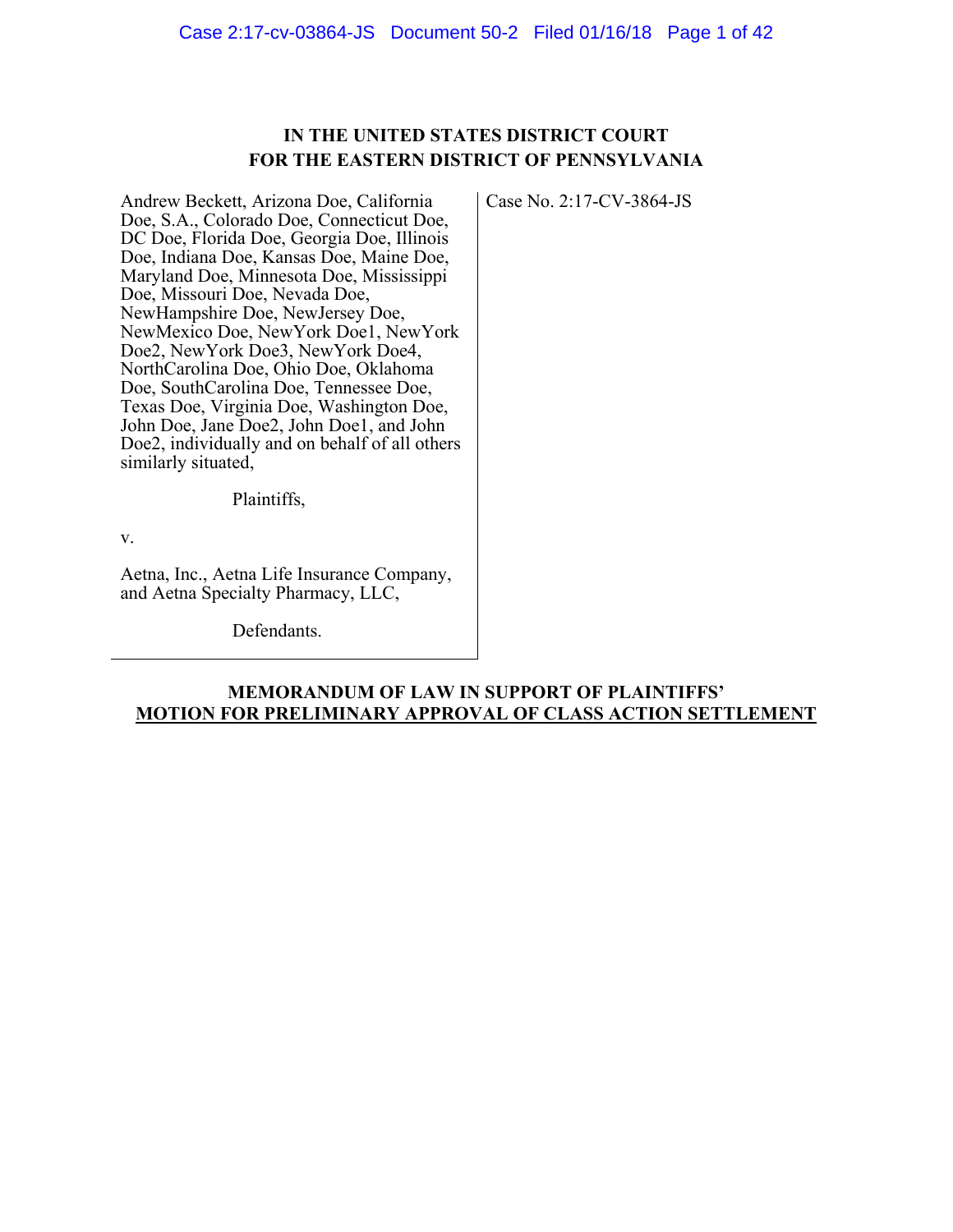**IN THE UNITED STATES DISTRICT COURT**
**FOR THE EASTERN DISTRICT OF PENNSYLVANIA**

| | |
|---|---|
| Andrew Beckett, Arizona Doe, California Doe, S.A., Colorado Doe, Connecticut Doe, DC Doe, Florida Doe, Georgia Doe, Illinois Doe, Indiana Doe, Kansas Doe, Maine Doe, Maryland Doe, Minnesota Doe, Mississippi Doe, Missouri Doe, Nevada Doe, NewHampshire Doe, NewJersey Doe, NewMexico Doe, NewYork Doe1, NewYork Doe2, NewYork Doe3, NewYork Doe4, NorthCarolina Doe, Ohio Doe, Oklahoma Doe, SouthCarolina Doe, Tennessee Doe, Texas Doe, Virginia Doe, Washington Doe, John Doe, Jane Doe2, John Doe1, and John Doe2, individually and on behalf of all others similarly situated,<br><br>Plaintiffs,<br><br>v.<br><br>Aetna, Inc., Aetna Life Insurance Company, and Aetna Specialty Pharmacy, LLC,<br><br>Defendants. | Case No. 2:17-CV-3864-JS |

**MEMORANDUM OF LAW IN SUPPORT OF PLAINTIFFS' MOTION FOR PRELIMINARY APPROVAL OF CLASS ACTION SETTLEMENT**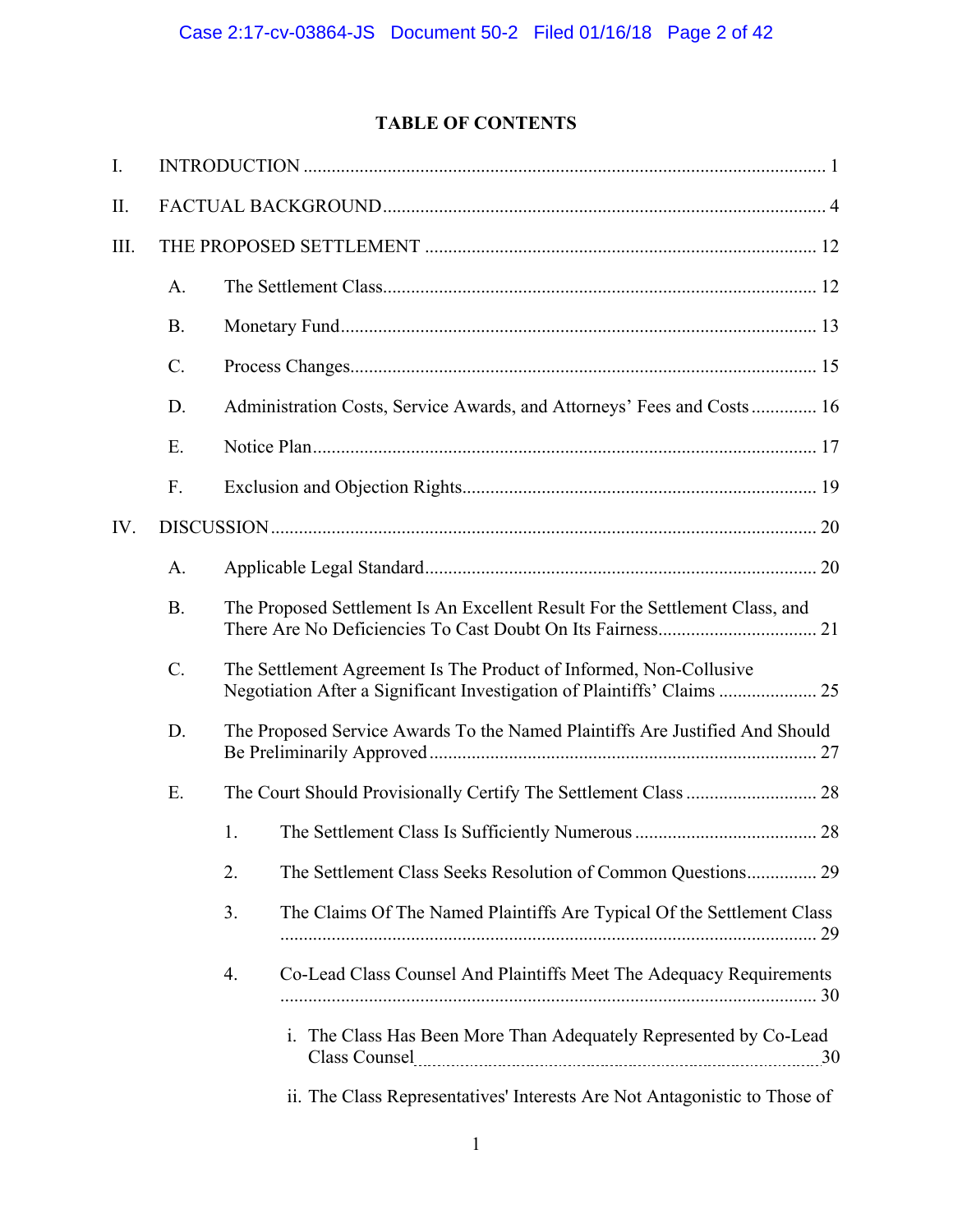## TABLE OF CONTENTS

I. INTRODUCTION ... 1

II. FACTUAL BACKGROUND ... 4

III. THE PROPOSED SETTLEMENT ... 12

- A. The Settlement Class ... 12
- B. Monetary Fund ... 13
- C. Process Changes ... 15
- D. Administration Costs, Service Awards, and Attorneys' Fees and Costs ... 16
- E. Notice Plan ... 17
- F. Exclusion and Objection Rights ... 19

IV. DISCUSSION ... 20

- A. Applicable Legal Standard ... 20
- B. The Proposed Settlement Is An Excellent Result For the Settlement Class, and There Are No Deficiencies To Cast Doubt On Its Fairness ... 21
- C. The Settlement Agreement Is The Product of Informed, Non-Collusive Negotiation After a Significant Investigation of Plaintiffs' Claims ... 25
- D. The Proposed Service Awards To the Named Plaintiffs Are Justified And Should Be Preliminarily Approved ... 27
- E. The Court Should Provisionally Certify The Settlement Class ... 28
  1. The Settlement Class Is Sufficiently Numerous ... 28
  2. The Settlement Class Seeks Resolution of Common Questions ... 29
  3. The Claims Of The Named Plaintiffs Are Typical Of the Settlement Class ... 29
  4. Co-Lead Class Counsel And Plaintiffs Meet The Adequacy Requirements ... 30
     - i. The Class Has Been More Than Adequately Represented by Co-Lead Class Counsel ... 30
     - ii. The Class Representatives' Interests Are Not Antagonistic to Those of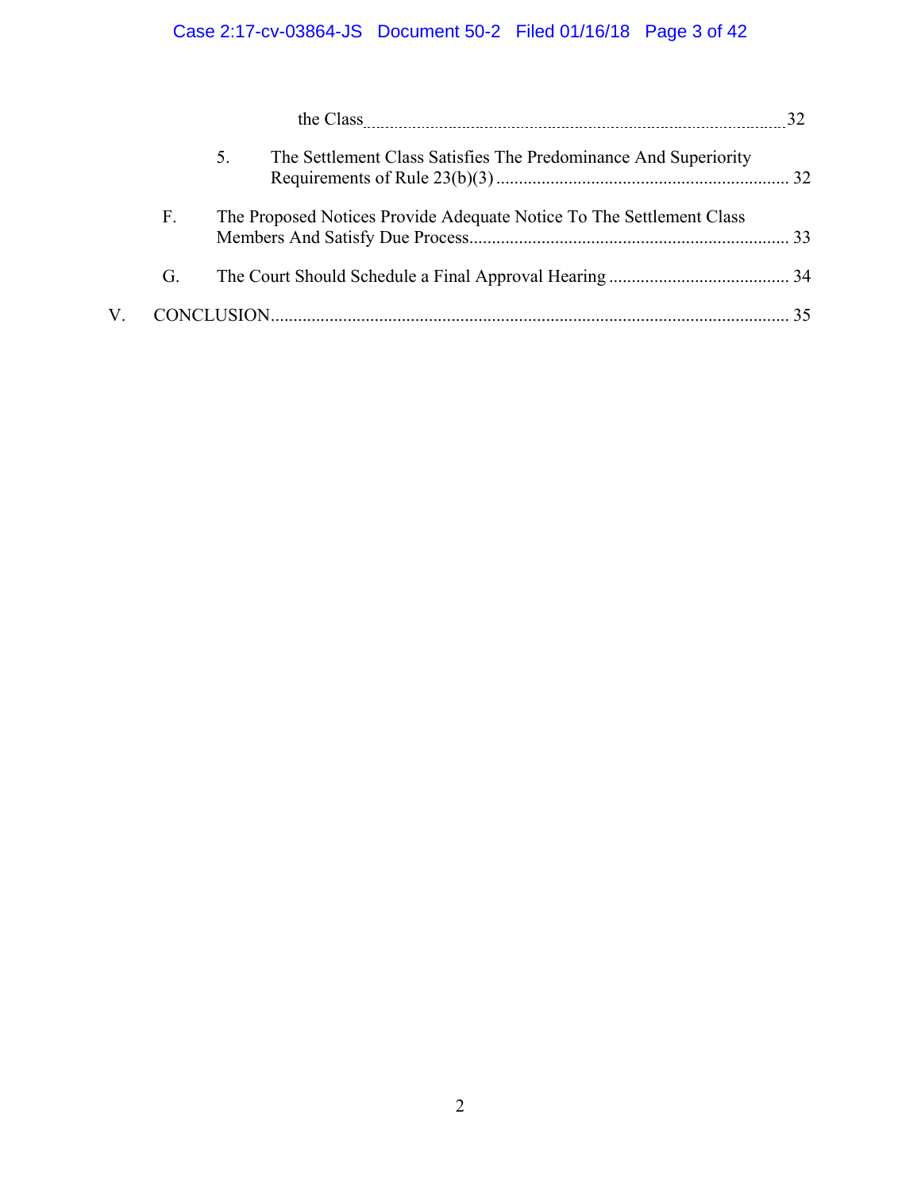the Class ......................................................................................................... 32

5. The Settlement Class Satisfies The Predominance And Superiority Requirements of Rule 23(b)(3) ................................................................. 32

F. The Proposed Notices Provide Adequate Notice To The Settlement Class Members And Satisfy Due Process....................................................................... 33

G. The Court Should Schedule a Final Approval Hearing ........................................ 34

V. CONCLUSION.................................................................................................................. 35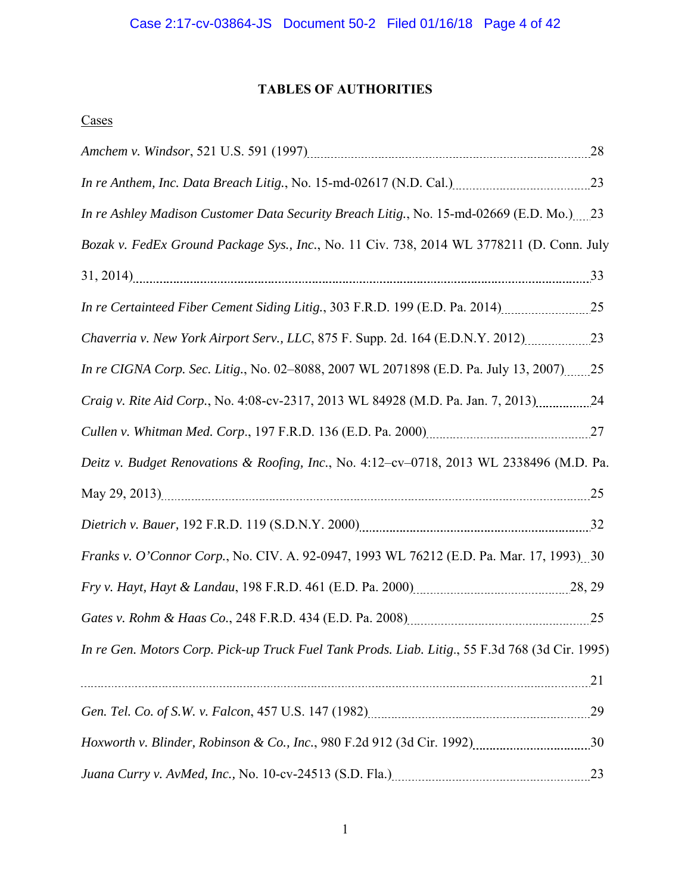# TABLES OF AUTHORITIES

Cases

*Amchem v. Windsor*, 521 U.S. 591 (1997) ........ 28

*In re Anthem, Inc. Data Breach Litig.*, No. 15-md-02617 (N.D. Cal.) ........ 23

*In re Ashley Madison Customer Data Security Breach Litig.*, No. 15-md-02669 (E.D. Mo.) ........ 23

*Bozak v. FedEx Ground Package Sys., Inc.*, No. 11 Civ. 738, 2014 WL 3778211 (D. Conn. July 31, 2014) ........ 33

*In re Certainteed Fiber Cement Siding Litig.*, 303 F.R.D. 199 (E.D. Pa. 2014) ........ 25

*Chaverria v. New York Airport Serv., LLC*, 875 F. Supp. 2d. 164 (E.D.N.Y. 2012) ........ 23

*In re CIGNA Corp. Sec. Litig.*, No. 02–8088, 2007 WL 2071898 (E.D. Pa. July 13, 2007) ........ 25

*Craig v. Rite Aid Corp.*, No. 4:08-cv-2317, 2013 WL 84928 (M.D. Pa. Jan. 7, 2013) ........ 24

*Cullen v. Whitman Med. Corp.*, 197 F.R.D. 136 (E.D. Pa. 2000) ........ 27

*Deitz v. Budget Renovations & Roofing, Inc.*, No. 4:12–cv–0718, 2013 WL 2338496 (M.D. Pa. May 29, 2013) ........ 25

*Dietrich v. Bauer*, 192 F.R.D. 119 (S.D.N.Y. 2000) ........ 32

*Franks v. O'Connor Corp.*, No. CIV. A. 92-0947, 1993 WL 76212 (E.D. Pa. Mar. 17, 1993) ........ 30

*Fry v. Hayt, Hayt & Landau*, 198 F.R.D. 461 (E.D. Pa. 2000) ........ 28, 29

*Gates v. Rohm & Haas Co.*, 248 F.R.D. 434 (E.D. Pa. 2008) ........ 25

*In re Gen. Motors Corp. Pick-up Truck Fuel Tank Prods. Liab. Litig.*, 55 F.3d 768 (3d Cir. 1995) ........ 21

*Gen. Tel. Co. of S.W. v. Falcon*, 457 U.S. 147 (1982) ........ 29

*Hoxworth v. Blinder, Robinson & Co., Inc.*, 980 F.2d 912 (3d Cir. 1992) ........ 30

*Juana Curry v. AvMed, Inc.*, No. 10-cv-24513 (S.D. Fla.) ........ 23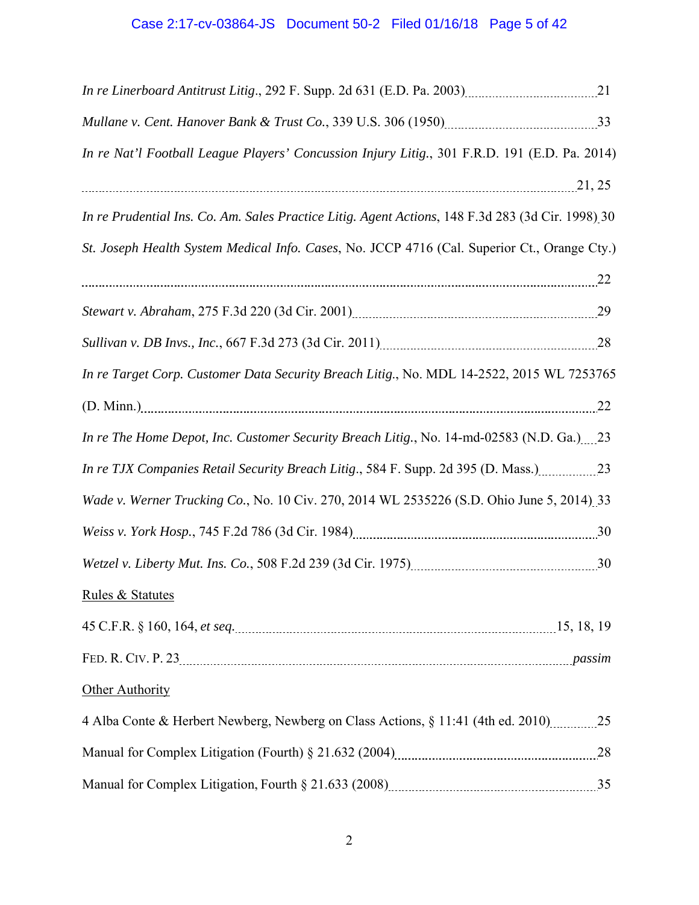*In re Linerboard Antitrust Litig.*, 292 F. Supp. 2d 631 (E.D. Pa. 2003) ........ 21

*Mullane v. Cent. Hanover Bank & Trust Co.*, 339 U.S. 306 (1950) ........ 33

*In re Nat'l Football League Players' Concussion Injury Litig.*, 301 F.R.D. 191 (E.D. Pa. 2014) ........ 21, 25

*In re Prudential Ins. Co. Am. Sales Practice Litig. Agent Actions*, 148 F.3d 283 (3d Cir. 1998) ........ 30

*St. Joseph Health System Medical Info. Cases*, No. JCCP 4716 (Cal. Superior Ct., Orange Cty.) ........ 22

*Stewart v. Abraham*, 275 F.3d 220 (3d Cir. 2001) ........ 29

*Sullivan v. DB Invs., Inc.*, 667 F.3d 273 (3d Cir. 2011) ........ 28

*In re Target Corp. Customer Data Security Breach Litig.*, No. MDL 14-2522, 2015 WL 7253765 (D. Minn.) ........ 22

*In re The Home Depot, Inc. Customer Security Breach Litig.*, No. 14-md-02583 (N.D. Ga.) ........ 23

*In re TJX Companies Retail Security Breach Litig.*, 584 F. Supp. 2d 395 (D. Mass.) ........ 23

*Wade v. Werner Trucking Co.*, No. 10 Civ. 270, 2014 WL 2535226 (S.D. Ohio June 5, 2014) ........ 33

*Weiss v. York Hosp.*, 745 F.2d 786 (3d Cir. 1984) ........ 30

*Wetzel v. Liberty Mut. Ins. Co.*, 508 F.2d 239 (3d Cir. 1975) ........ 30

Rules & Statutes

45 C.F.R. § 160, 164, *et seq.* ........ 15, 18, 19

FED. R. CIV. P. 23 ........ *passim*

Other Authority

4 Alba Conte & Herbert Newberg, Newberg on Class Actions, § 11:41 (4th ed. 2010) ........ 25

Manual for Complex Litigation (Fourth) § 21.632 (2004) ........ 28

Manual for Complex Litigation, Fourth § 21.633 (2008) ........ 35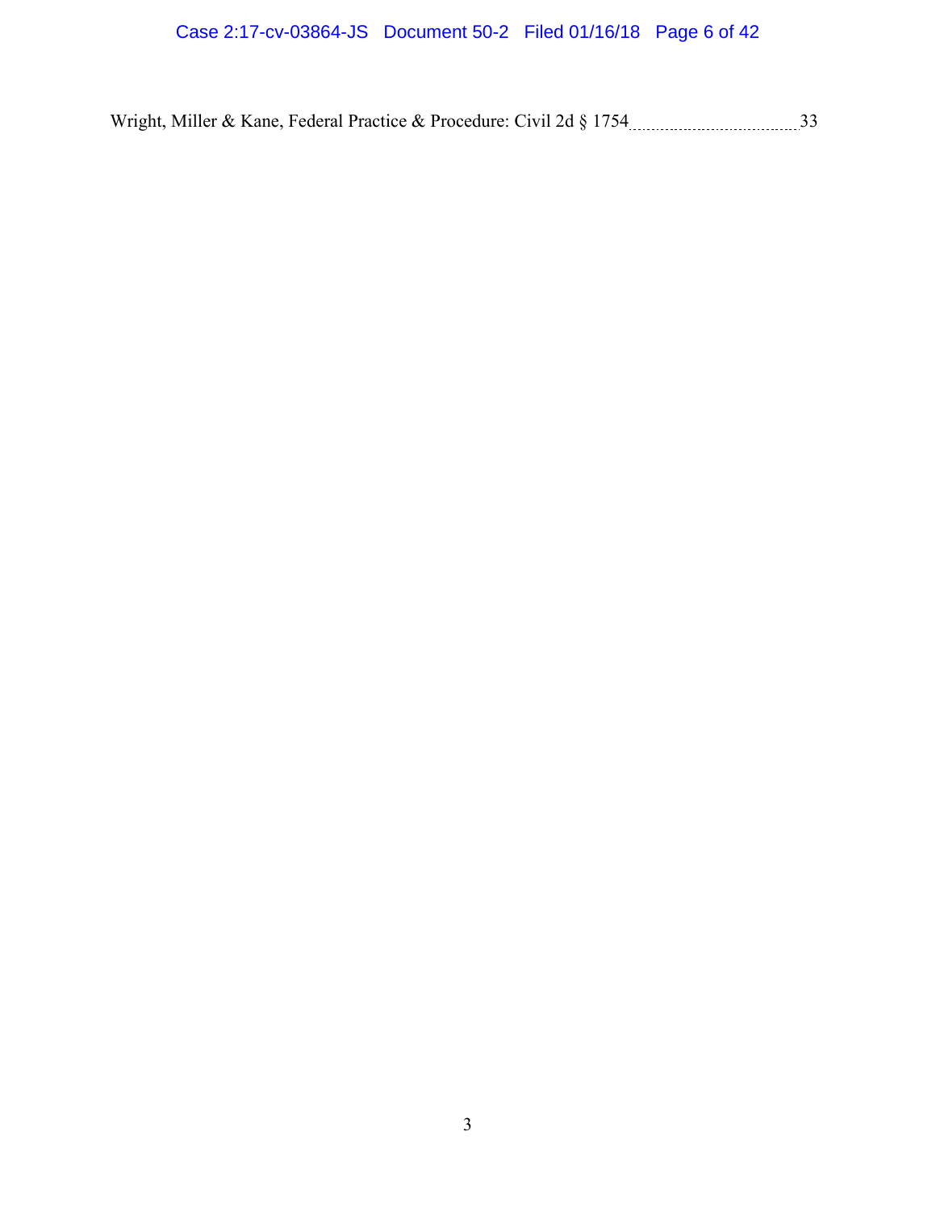Wright, Miller & Kane, Federal Practice & Procedure: Civil 2d § 1754 .................................... 33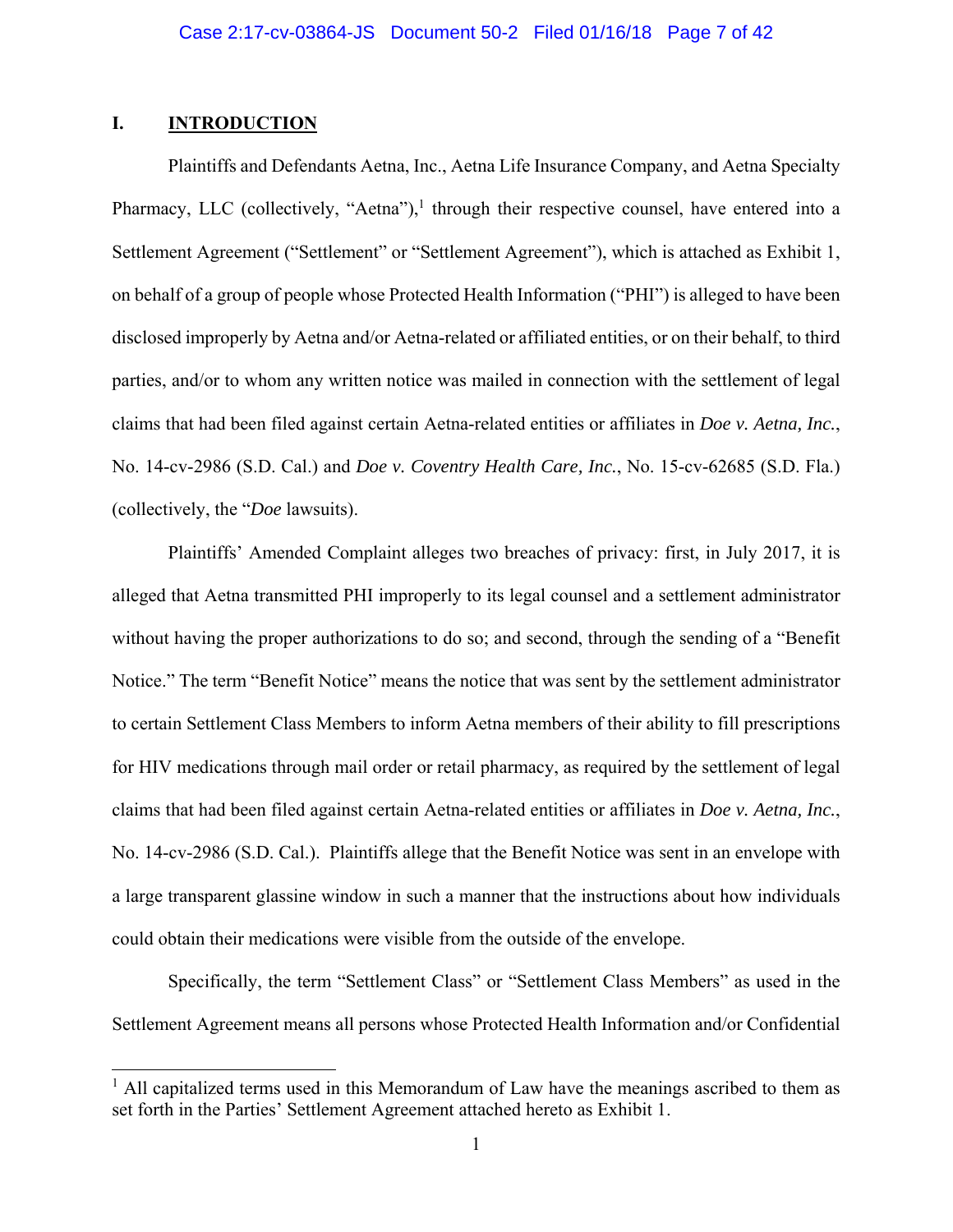## I. INTRODUCTION

Plaintiffs and Defendants Aetna, Inc., Aetna Life Insurance Company, and Aetna Specialty Pharmacy, LLC (collectively, "Aetna"),[1] through their respective counsel, have entered into a Settlement Agreement ("Settlement" or "Settlement Agreement"), which is attached as Exhibit 1, on behalf of a group of people whose Protected Health Information ("PHI") is alleged to have been disclosed improperly by Aetna and/or Aetna-related or affiliated entities, or on their behalf, to third parties, and/or to whom any written notice was mailed in connection with the settlement of legal claims that had been filed against certain Aetna-related entities or affiliates in *Doe v. Aetna, Inc.*, No. 14-cv-2986 (S.D. Cal.) and *Doe v. Coventry Health Care, Inc.*, No. 15-cv-62685 (S.D. Fla.) (collectively, the "*Doe* lawsuits).

Plaintiffs' Amended Complaint alleges two breaches of privacy: first, in July 2017, it is alleged that Aetna transmitted PHI improperly to its legal counsel and a settlement administrator without having the proper authorizations to do so; and second, through the sending of a "Benefit Notice." The term "Benefit Notice" means the notice that was sent by the settlement administrator to certain Settlement Class Members to inform Aetna members of their ability to fill prescriptions for HIV medications through mail order or retail pharmacy, as required by the settlement of legal claims that had been filed against certain Aetna-related entities or affiliates in *Doe v. Aetna, Inc.*, No. 14-cv-2986 (S.D. Cal.). Plaintiffs allege that the Benefit Notice was sent in an envelope with a large transparent glassine window in such a manner that the instructions about how individuals could obtain their medications were visible from the outside of the envelope.

Specifically, the term "Settlement Class" or "Settlement Class Members" as used in the Settlement Agreement means all persons whose Protected Health Information and/or Confidential

---

[1] All capitalized terms used in this Memorandum of Law have the meanings ascribed to them as set forth in the Parties' Settlement Agreement attached hereto as Exhibit 1.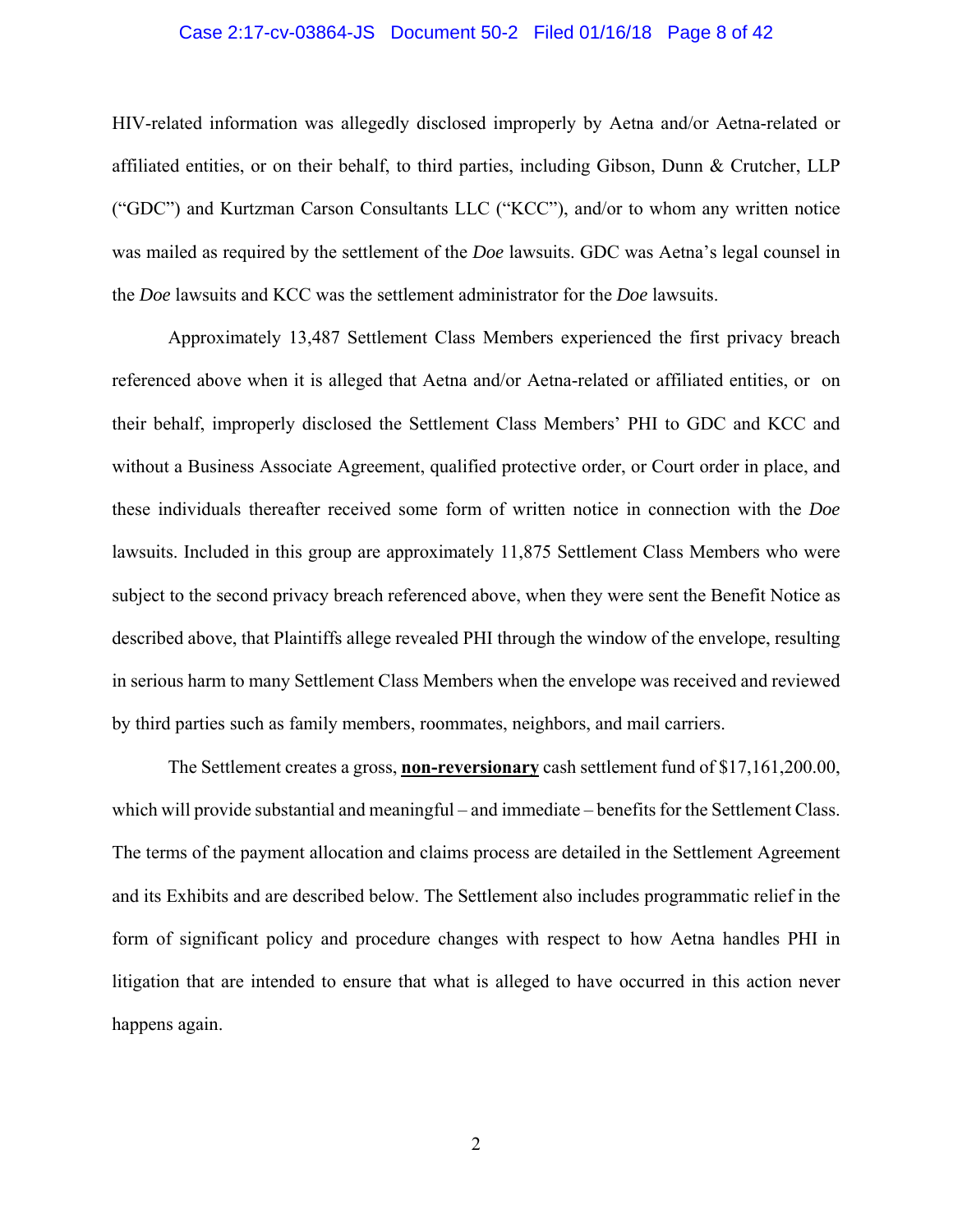HIV-related information was allegedly disclosed improperly by Aetna and/or Aetna-related or affiliated entities, or on their behalf, to third parties, including Gibson, Dunn & Crutcher, LLP ("GDC") and Kurtzman Carson Consultants LLC ("KCC"), and/or to whom any written notice was mailed as required by the settlement of the *Doe* lawsuits. GDC was Aetna's legal counsel in the *Doe* lawsuits and KCC was the settlement administrator for the *Doe* lawsuits.

Approximately 13,487 Settlement Class Members experienced the first privacy breach referenced above when it is alleged that Aetna and/or Aetna-related or affiliated entities, or on their behalf, improperly disclosed the Settlement Class Members' PHI to GDC and KCC and without a Business Associate Agreement, qualified protective order, or Court order in place, and these individuals thereafter received some form of written notice in connection with the *Doe* lawsuits. Included in this group are approximately 11,875 Settlement Class Members who were subject to the second privacy breach referenced above, when they were sent the Benefit Notice as described above, that Plaintiffs allege revealed PHI through the window of the envelope, resulting in serious harm to many Settlement Class Members when the envelope was received and reviewed by third parties such as family members, roommates, neighbors, and mail carriers.

The Settlement creates a gross, **non-reversionary** cash settlement fund of $17,161,200.00, which will provide substantial and meaningful – and immediate – benefits for the Settlement Class. The terms of the payment allocation and claims process are detailed in the Settlement Agreement and its Exhibits and are described below. The Settlement also includes programmatic relief in the form of significant policy and procedure changes with respect to how Aetna handles PHI in litigation that are intended to ensure that what is alleged to have occurred in this action never happens again.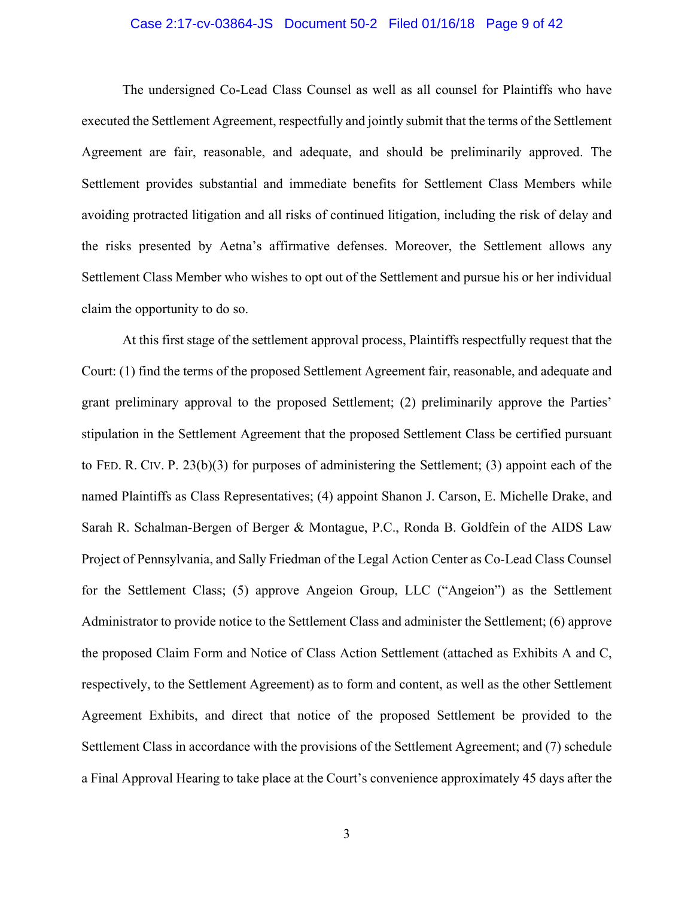The undersigned Co-Lead Class Counsel as well as all counsel for Plaintiffs who have executed the Settlement Agreement, respectfully and jointly submit that the terms of the Settlement Agreement are fair, reasonable, and adequate, and should be preliminarily approved. The Settlement provides substantial and immediate benefits for Settlement Class Members while avoiding protracted litigation and all risks of continued litigation, including the risk of delay and the risks presented by Aetna's affirmative defenses. Moreover, the Settlement allows any Settlement Class Member who wishes to opt out of the Settlement and pursue his or her individual claim the opportunity to do so.

At this first stage of the settlement approval process, Plaintiffs respectfully request that the Court: (1) find the terms of the proposed Settlement Agreement fair, reasonable, and adequate and grant preliminary approval to the proposed Settlement; (2) preliminarily approve the Parties' stipulation in the Settlement Agreement that the proposed Settlement Class be certified pursuant to FED. R. CIV. P. 23(b)(3) for purposes of administering the Settlement; (3) appoint each of the named Plaintiffs as Class Representatives; (4) appoint Shanon J. Carson, E. Michelle Drake, and Sarah R. Schalman-Bergen of Berger & Montague, P.C., Ronda B. Goldfein of the AIDS Law Project of Pennsylvania, and Sally Friedman of the Legal Action Center as Co-Lead Class Counsel for the Settlement Class; (5) approve Angeion Group, LLC ("Angeion") as the Settlement Administrator to provide notice to the Settlement Class and administer the Settlement; (6) approve the proposed Claim Form and Notice of Class Action Settlement (attached as Exhibits A and C, respectively, to the Settlement Agreement) as to form and content, as well as the other Settlement Agreement Exhibits, and direct that notice of the proposed Settlement be provided to the Settlement Class in accordance with the provisions of the Settlement Agreement; and (7) schedule a Final Approval Hearing to take place at the Court's convenience approximately 45 days after the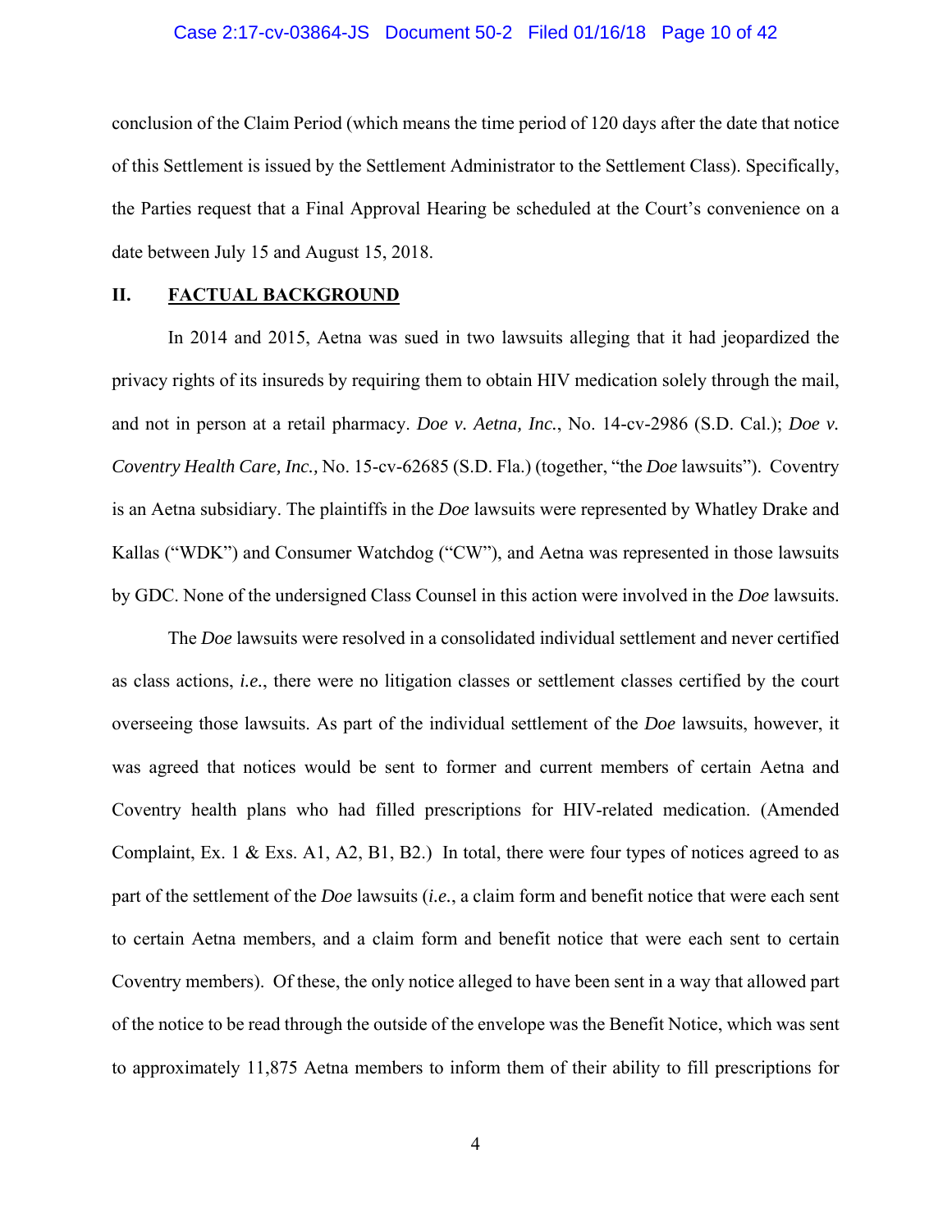conclusion of the Claim Period (which means the time period of 120 days after the date that notice of this Settlement is issued by the Settlement Administrator to the Settlement Class). Specifically, the Parties request that a Final Approval Hearing be scheduled at the Court's convenience on a date between July 15 and August 15, 2018.

## II. FACTUAL BACKGROUND

In 2014 and 2015, Aetna was sued in two lawsuits alleging that it had jeopardized the privacy rights of its insureds by requiring them to obtain HIV medication solely through the mail, and not in person at a retail pharmacy. *Doe v. Aetna, Inc.*, No. 14-cv-2986 (S.D. Cal.); *Doe v. Coventry Health Care, Inc.,* No. 15-cv-62685 (S.D. Fla.) (together, "the *Doe* lawsuits"). Coventry is an Aetna subsidiary. The plaintiffs in the *Doe* lawsuits were represented by Whatley Drake and Kallas ("WDK") and Consumer Watchdog ("CW"), and Aetna was represented in those lawsuits by GDC. None of the undersigned Class Counsel in this action were involved in the *Doe* lawsuits.

The *Doe* lawsuits were resolved in a consolidated individual settlement and never certified as class actions, ***i.e.***, there were no litigation classes or settlement classes certified by the court overseeing those lawsuits. As part of the individual settlement of the *Doe* lawsuits, however, it was agreed that notices would be sent to former and current members of certain Aetna and Coventry health plans who had filled prescriptions for HIV-related medication. (Amended Complaint, Ex. 1 & Exs. A1, A2, B1, B2.) In total, there were four types of notices agreed to as part of the settlement of the *Doe* lawsuits (***i.e.***, a claim form and benefit notice that were each sent to certain Aetna members, and a claim form and benefit notice that were each sent to certain Coventry members). Of these, the only notice alleged to have been sent in a way that allowed part of the notice to be read through the outside of the envelope was the Benefit Notice, which was sent to approximately 11,875 Aetna members to inform them of their ability to fill prescriptions for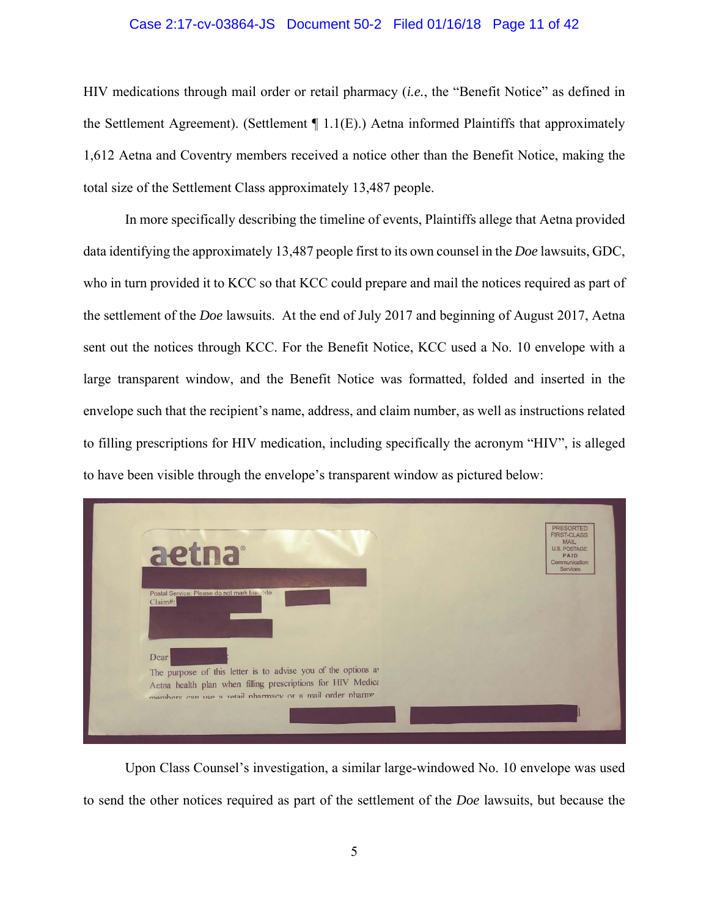HIV medications through mail order or retail pharmacy (*i.e.*, the "Benefit Notice" as defined in the Settlement Agreement). (Settlement ¶ 1.1(E).) Aetna informed Plaintiffs that approximately 1,612 Aetna and Coventry members received a notice other than the Benefit Notice, making the total size of the Settlement Class approximately 13,487 people.

In more specifically describing the timeline of events, Plaintiffs allege that Aetna provided data identifying the approximately 13,487 people first to its own counsel in the *Doe* lawsuits, GDC, who in turn provided it to KCC so that KCC could prepare and mail the notices required as part of the settlement of the *Doe* lawsuits. At the end of July 2017 and beginning of August 2017, Aetna sent out the notices through KCC. For the Benefit Notice, KCC used a No. 10 envelope with a large transparent window, and the Benefit Notice was formatted, folded and inserted in the envelope such that the recipient's name, address, and claim number, as well as instructions related to filling prescriptions for HIV medication, including specifically the acronym "HIV", is alleged to have been visible through the envelope's transparent window as pictured below:

Upon Class Counsel's investigation, a similar large-windowed No. 10 envelope was used to send the other notices required as part of the settlement of the *Doe* lawsuits, but because the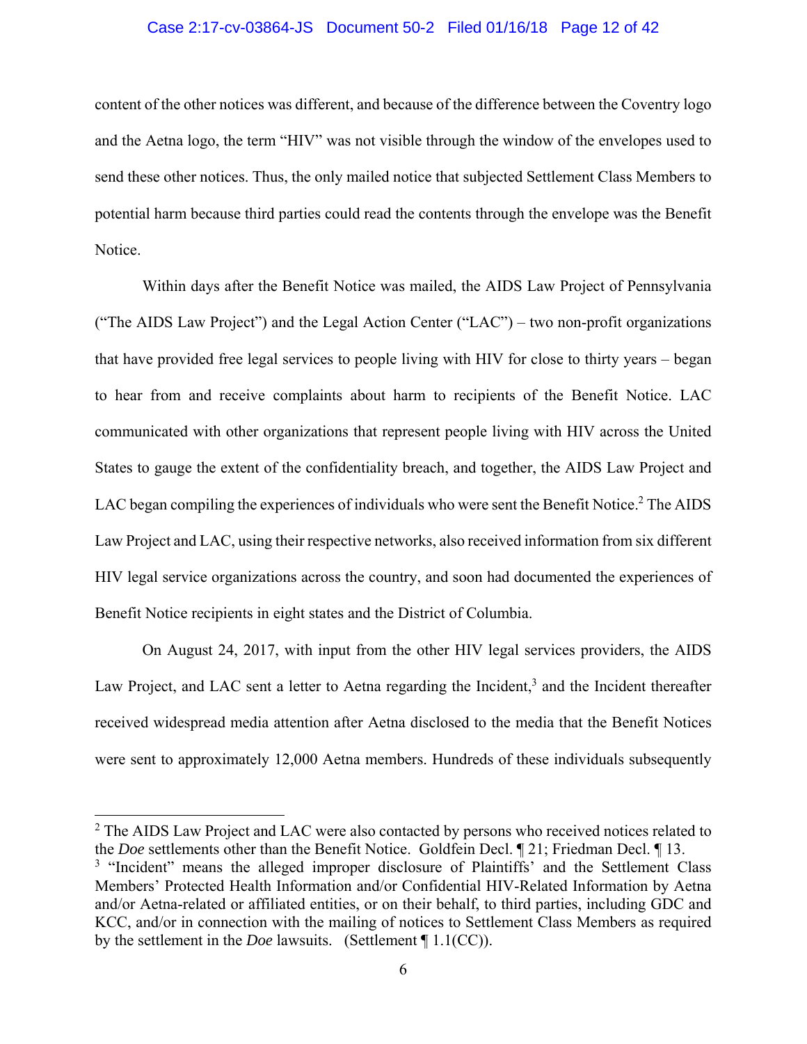content of the other notices was different, and because of the difference between the Coventry logo and the Aetna logo, the term "HIV" was not visible through the window of the envelopes used to send these other notices. Thus, the only mailed notice that subjected Settlement Class Members to potential harm because third parties could read the contents through the envelope was the Benefit Notice.

Within days after the Benefit Notice was mailed, the AIDS Law Project of Pennsylvania ("The AIDS Law Project") and the Legal Action Center ("LAC") – two non-profit organizations that have provided free legal services to people living with HIV for close to thirty years – began to hear from and receive complaints about harm to recipients of the Benefit Notice. LAC communicated with other organizations that represent people living with HIV across the United States to gauge the extent of the confidentiality breach, and together, the AIDS Law Project and LAC began compiling the experiences of individuals who were sent the Benefit Notice.[2] The AIDS Law Project and LAC, using their respective networks, also received information from six different HIV legal service organizations across the country, and soon had documented the experiences of Benefit Notice recipients in eight states and the District of Columbia.

On August 24, 2017, with input from the other HIV legal services providers, the AIDS Law Project, and LAC sent a letter to Aetna regarding the Incident,[3] and the Incident thereafter received widespread media attention after Aetna disclosed to the media that the Benefit Notices were sent to approximately 12,000 Aetna members. Hundreds of these individuals subsequently

---

[2] The AIDS Law Project and LAC were also contacted by persons who received notices related to the *Doe* settlements other than the Benefit Notice. Goldfein Decl. ¶ 21; Friedman Decl. ¶ 13.

[3] "Incident" means the alleged improper disclosure of Plaintiffs' and the Settlement Class Members' Protected Health Information and/or Confidential HIV-Related Information by Aetna and/or Aetna-related or affiliated entities, or on their behalf, to third parties, including GDC and KCC, and/or in connection with the mailing of notices to Settlement Class Members as required by the settlement in the *Doe* lawsuits. (Settlement ¶ 1.1(CC)).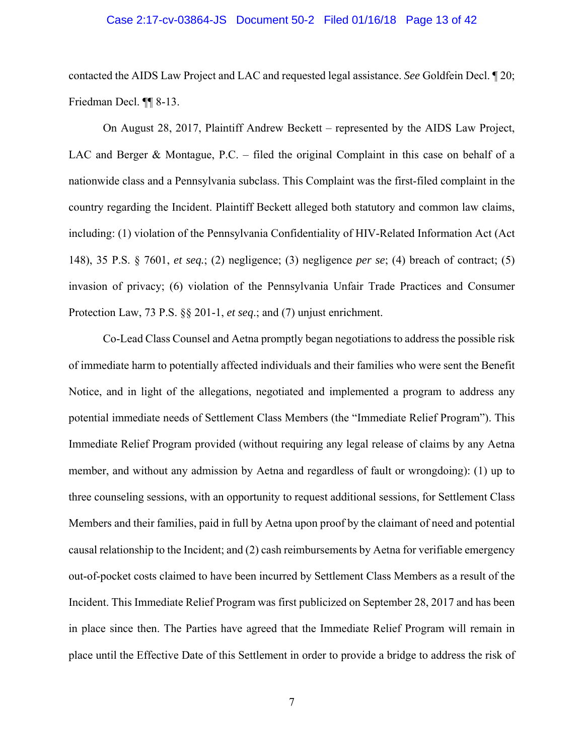contacted the AIDS Law Project and LAC and requested legal assistance. *See* Goldfein Decl. ¶ 20; Friedman Decl. ¶¶ 8-13.

On August 28, 2017, Plaintiff Andrew Beckett – represented by the AIDS Law Project, LAC and Berger & Montague, P.C. – filed the original Complaint in this case on behalf of a nationwide class and a Pennsylvania subclass. This Complaint was the first-filed complaint in the country regarding the Incident. Plaintiff Beckett alleged both statutory and common law claims, including: (1) violation of the Pennsylvania Confidentiality of HIV-Related Information Act (Act 148), 35 P.S. § 7601, *et seq.*; (2) negligence; (3) negligence *per se*; (4) breach of contract; (5) invasion of privacy; (6) violation of the Pennsylvania Unfair Trade Practices and Consumer Protection Law, 73 P.S. §§ 201-1, *et seq*.; and (7) unjust enrichment.

Co-Lead Class Counsel and Aetna promptly began negotiations to address the possible risk of immediate harm to potentially affected individuals and their families who were sent the Benefit Notice, and in light of the allegations, negotiated and implemented a program to address any potential immediate needs of Settlement Class Members (the "Immediate Relief Program"). This Immediate Relief Program provided (without requiring any legal release of claims by any Aetna member, and without any admission by Aetna and regardless of fault or wrongdoing): (1) up to three counseling sessions, with an opportunity to request additional sessions, for Settlement Class Members and their families, paid in full by Aetna upon proof by the claimant of need and potential causal relationship to the Incident; and (2) cash reimbursements by Aetna for verifiable emergency out-of-pocket costs claimed to have been incurred by Settlement Class Members as a result of the Incident. This Immediate Relief Program was first publicized on September 28, 2017 and has been in place since then. The Parties have agreed that the Immediate Relief Program will remain in place until the Effective Date of this Settlement in order to provide a bridge to address the risk of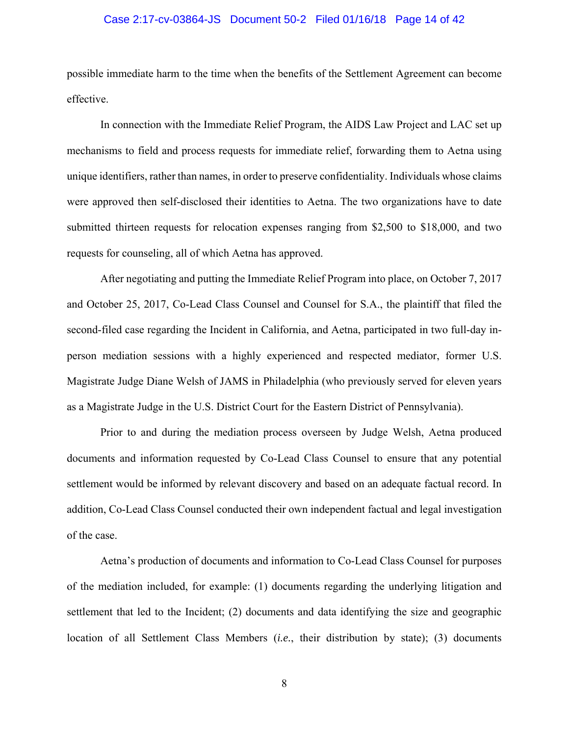possible immediate harm to the time when the benefits of the Settlement Agreement can become effective.

In connection with the Immediate Relief Program, the AIDS Law Project and LAC set up mechanisms to field and process requests for immediate relief, forwarding them to Aetna using unique identifiers, rather than names, in order to preserve confidentiality. Individuals whose claims were approved then self-disclosed their identities to Aetna. The two organizations have to date submitted thirteen requests for relocation expenses ranging from $2,500 to $18,000, and two requests for counseling, all of which Aetna has approved.

After negotiating and putting the Immediate Relief Program into place, on October 7, 2017 and October 25, 2017, Co-Lead Class Counsel and Counsel for S.A., the plaintiff that filed the second-filed case regarding the Incident in California, and Aetna, participated in two full-day in-person mediation sessions with a highly experienced and respected mediator, former U.S. Magistrate Judge Diane Welsh of JAMS in Philadelphia (who previously served for eleven years as a Magistrate Judge in the U.S. District Court for the Eastern District of Pennsylvania).

Prior to and during the mediation process overseen by Judge Welsh, Aetna produced documents and information requested by Co-Lead Class Counsel to ensure that any potential settlement would be informed by relevant discovery and based on an adequate factual record. In addition, Co-Lead Class Counsel conducted their own independent factual and legal investigation of the case.

Aetna's production of documents and information to Co-Lead Class Counsel for purposes of the mediation included, for example: (1) documents regarding the underlying litigation and settlement that led to the Incident; (2) documents and data identifying the size and geographic location of all Settlement Class Members (*i.e.*, their distribution by state); (3) documents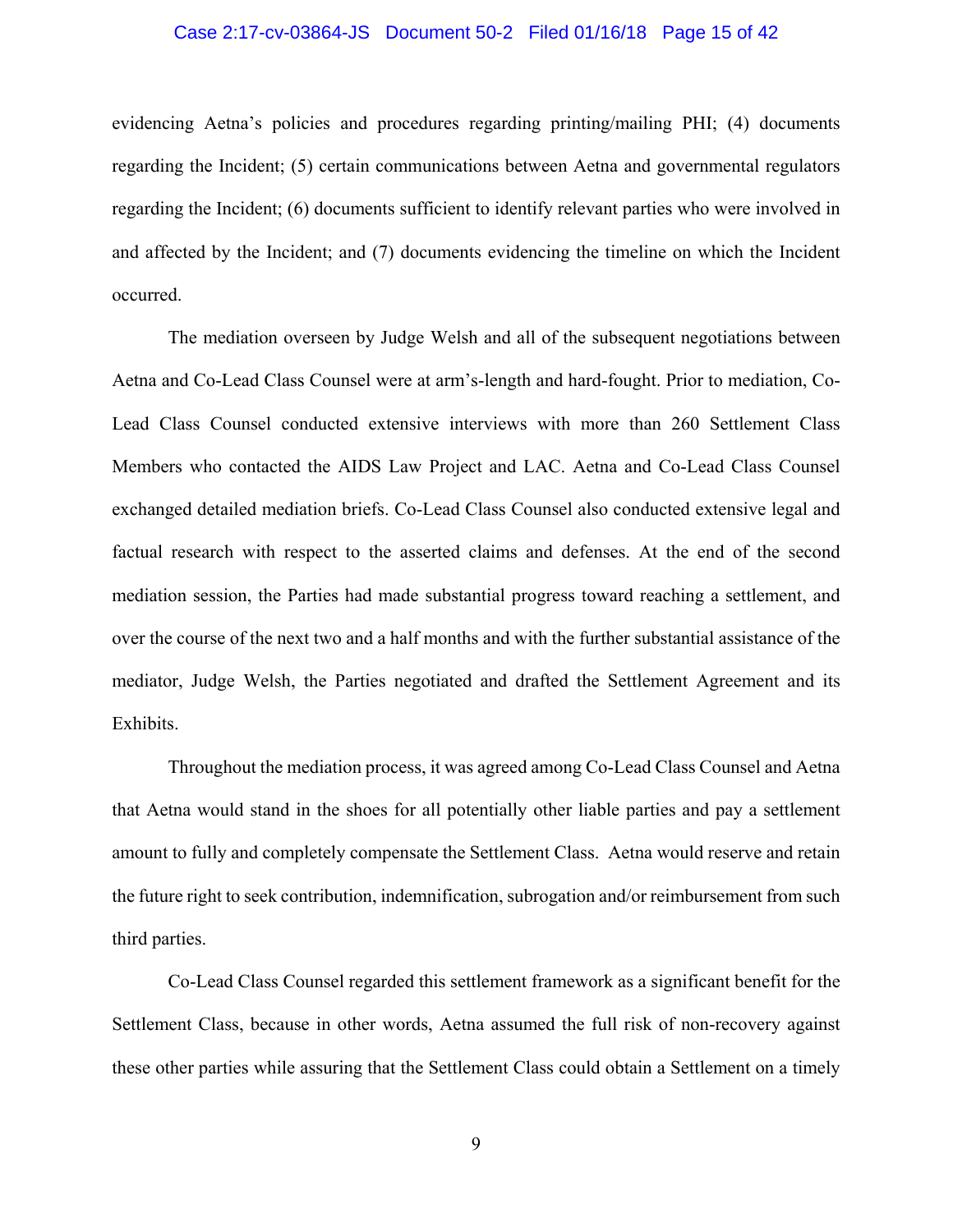evidencing Aetna's policies and procedures regarding printing/mailing PHI; (4) documents regarding the Incident; (5) certain communications between Aetna and governmental regulators regarding the Incident; (6) documents sufficient to identify relevant parties who were involved in and affected by the Incident; and (7) documents evidencing the timeline on which the Incident occurred.

The mediation overseen by Judge Welsh and all of the subsequent negotiations between Aetna and Co-Lead Class Counsel were at arm's-length and hard-fought. Prior to mediation, Co-Lead Class Counsel conducted extensive interviews with more than 260 Settlement Class Members who contacted the AIDS Law Project and LAC. Aetna and Co-Lead Class Counsel exchanged detailed mediation briefs. Co-Lead Class Counsel also conducted extensive legal and factual research with respect to the asserted claims and defenses. At the end of the second mediation session, the Parties had made substantial progress toward reaching a settlement, and over the course of the next two and a half months and with the further substantial assistance of the mediator, Judge Welsh, the Parties negotiated and drafted the Settlement Agreement and its Exhibits.

Throughout the mediation process, it was agreed among Co-Lead Class Counsel and Aetna that Aetna would stand in the shoes for all potentially other liable parties and pay a settlement amount to fully and completely compensate the Settlement Class. Aetna would reserve and retain the future right to seek contribution, indemnification, subrogation and/or reimbursement from such third parties.

Co-Lead Class Counsel regarded this settlement framework as a significant benefit for the Settlement Class, because in other words, Aetna assumed the full risk of non-recovery against these other parties while assuring that the Settlement Class could obtain a Settlement on a timely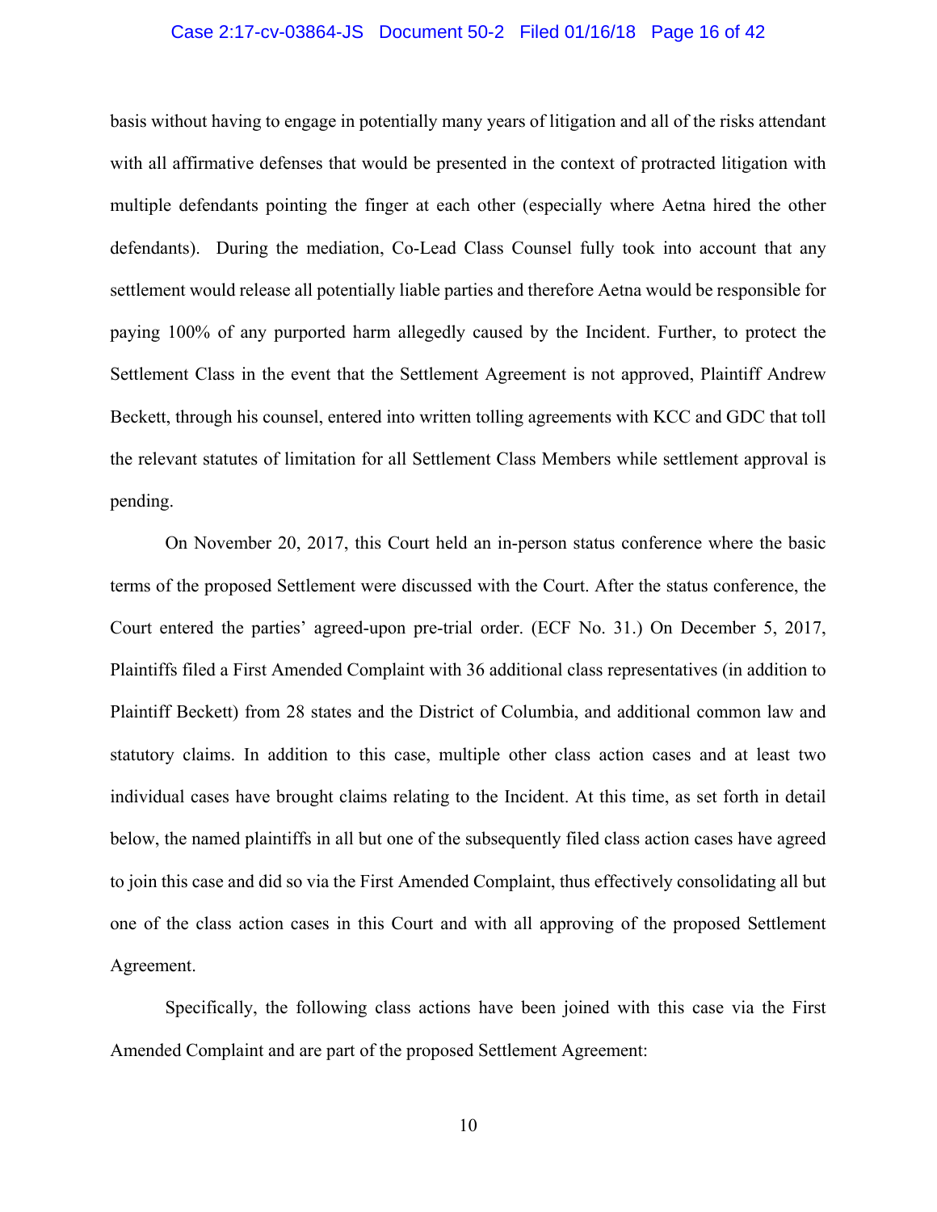basis without having to engage in potentially many years of litigation and all of the risks attendant with all affirmative defenses that would be presented in the context of protracted litigation with multiple defendants pointing the finger at each other (especially where Aetna hired the other defendants). During the mediation, Co-Lead Class Counsel fully took into account that any settlement would release all potentially liable parties and therefore Aetna would be responsible for paying 100% of any purported harm allegedly caused by the Incident. Further, to protect the Settlement Class in the event that the Settlement Agreement is not approved, Plaintiff Andrew Beckett, through his counsel, entered into written tolling agreements with KCC and GDC that toll the relevant statutes of limitation for all Settlement Class Members while settlement approval is pending.

On November 20, 2017, this Court held an in-person status conference where the basic terms of the proposed Settlement were discussed with the Court. After the status conference, the Court entered the parties' agreed-upon pre-trial order. (ECF No. 31.) On December 5, 2017, Plaintiffs filed a First Amended Complaint with 36 additional class representatives (in addition to Plaintiff Beckett) from 28 states and the District of Columbia, and additional common law and statutory claims. In addition to this case, multiple other class action cases and at least two individual cases have brought claims relating to the Incident. At this time, as set forth in detail below, the named plaintiffs in all but one of the subsequently filed class action cases have agreed to join this case and did so via the First Amended Complaint, thus effectively consolidating all but one of the class action cases in this Court and with all approving of the proposed Settlement Agreement.

Specifically, the following class actions have been joined with this case via the First Amended Complaint and are part of the proposed Settlement Agreement: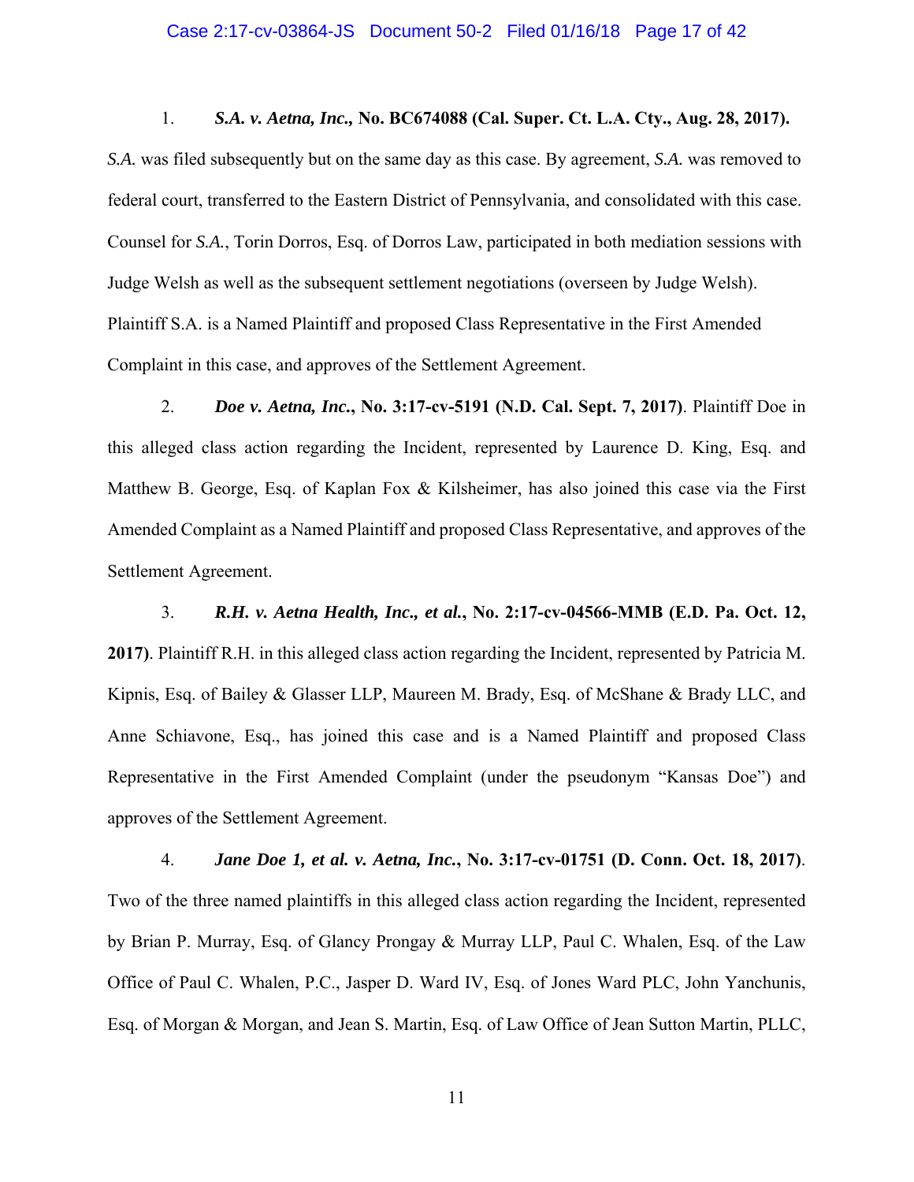1. ***S.A. v. Aetna, Inc.,* No. BC674088 (Cal. Super. Ct. L.A. Cty., Aug. 28, 2017).** *S.A.* was filed subsequently but on the same day as this case. By agreement, *S.A.* was removed to federal court, transferred to the Eastern District of Pennsylvania, and consolidated with this case. Counsel for *S.A.*, Torin Dorros, Esq. of Dorros Law, participated in both mediation sessions with Judge Welsh as well as the subsequent settlement negotiations (overseen by Judge Welsh). Plaintiff S.A. is a Named Plaintiff and proposed Class Representative in the First Amended Complaint in this case, and approves of the Settlement Agreement.

2. ***Doe v. Aetna, Inc.*, No. 3:17-cv-5191 (N.D. Cal. Sept. 7, 2017)**. Plaintiff Doe in this alleged class action regarding the Incident, represented by Laurence D. King, Esq. and Matthew B. George, Esq. of Kaplan Fox & Kilsheimer, has also joined this case via the First Amended Complaint as a Named Plaintiff and proposed Class Representative, and approves of the Settlement Agreement.

3. ***R.H. v. Aetna Health, Inc., et al.*, No. 2:17-cv-04566-MMB (E.D. Pa. Oct. 12, 2017)**. Plaintiff R.H. in this alleged class action regarding the Incident, represented by Patricia M. Kipnis, Esq. of Bailey & Glasser LLP, Maureen M. Brady, Esq. of McShane & Brady LLC, and Anne Schiavone, Esq., has joined this case and is a Named Plaintiff and proposed Class Representative in the First Amended Complaint (under the pseudonym "Kansas Doe") and approves of the Settlement Agreement.

4. ***Jane Doe 1, et al. v. Aetna, Inc.*, No. 3:17-cv-01751 (D. Conn. Oct. 18, 2017)**. Two of the three named plaintiffs in this alleged class action regarding the Incident, represented by Brian P. Murray, Esq. of Glancy Prongay & Murray LLP, Paul C. Whalen, Esq. of the Law Office of Paul C. Whalen, P.C., Jasper D. Ward IV, Esq. of Jones Ward PLC, John Yanchunis, Esq. of Morgan & Morgan, and Jean S. Martin, Esq. of Law Office of Jean Sutton Martin, PLLC,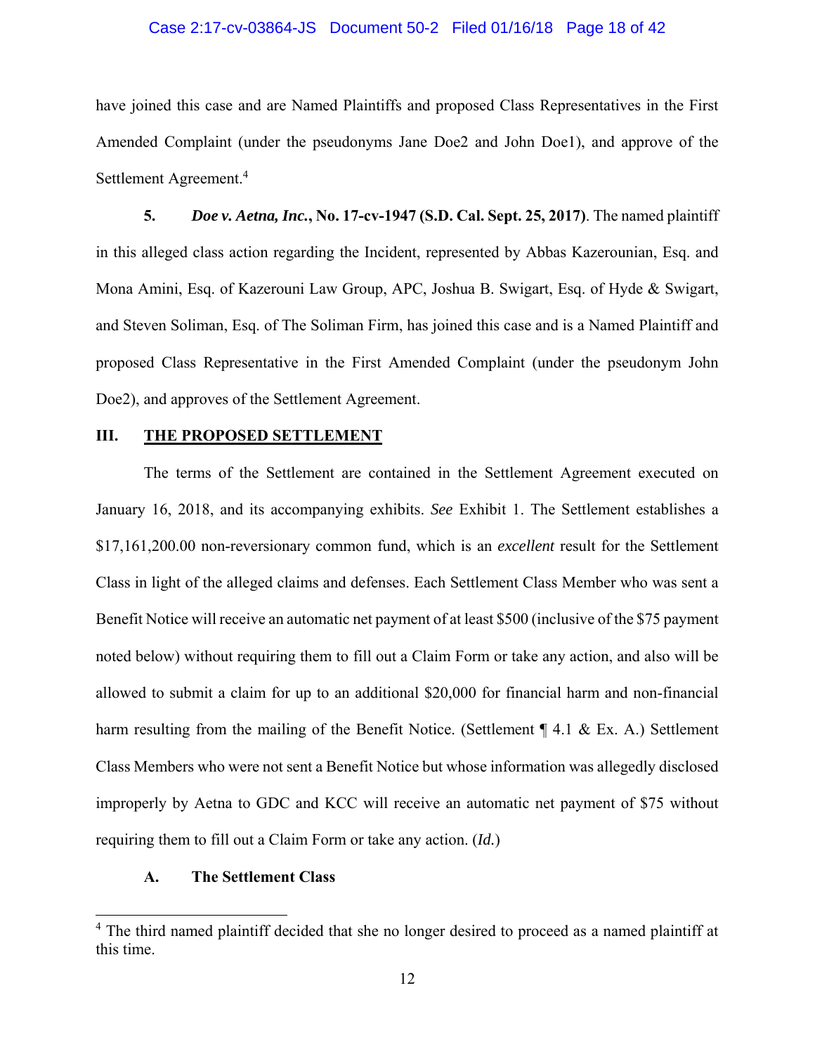have joined this case and are Named Plaintiffs and proposed Class Representatives in the First Amended Complaint (under the pseudonyms Jane Doe2 and John Doe1), and approve of the Settlement Agreement.[4]

**5.** ***Doe v. Aetna, Inc.*, No. 17-cv-1947 (S.D. Cal. Sept. 25, 2017)**. The named plaintiff in this alleged class action regarding the Incident, represented by Abbas Kazerounian, Esq. and Mona Amini, Esq. of Kazerouni Law Group, APC, Joshua B. Swigart, Esq. of Hyde & Swigart, and Steven Soliman, Esq. of The Soliman Firm, has joined this case and is a Named Plaintiff and proposed Class Representative in the First Amended Complaint (under the pseudonym John Doe2), and approves of the Settlement Agreement.

## III. THE PROPOSED SETTLEMENT

The terms of the Settlement are contained in the Settlement Agreement executed on January 16, 2018, and its accompanying exhibits. *See* Exhibit 1. The Settlement establishes a $17,161,200.00 non-reversionary common fund, which is an *excellent* result for the Settlement Class in light of the alleged claims and defenses. Each Settlement Class Member who was sent a Benefit Notice will receive an automatic net payment of at least $500 (inclusive of the $75 payment noted below) without requiring them to fill out a Claim Form or take any action, and also will be allowed to submit a claim for up to an additional $20,000 for financial harm and non-financial harm resulting from the mailing of the Benefit Notice. (Settlement ¶ 4.1 & Ex. A.) Settlement Class Members who were not sent a Benefit Notice but whose information was allegedly disclosed improperly by Aetna to GDC and KCC will receive an automatic net payment of $75 without requiring them to fill out a Claim Form or take any action. (*Id.*)

### A. The Settlement Class

[4] The third named plaintiff decided that she no longer desired to proceed as a named plaintiff at this time.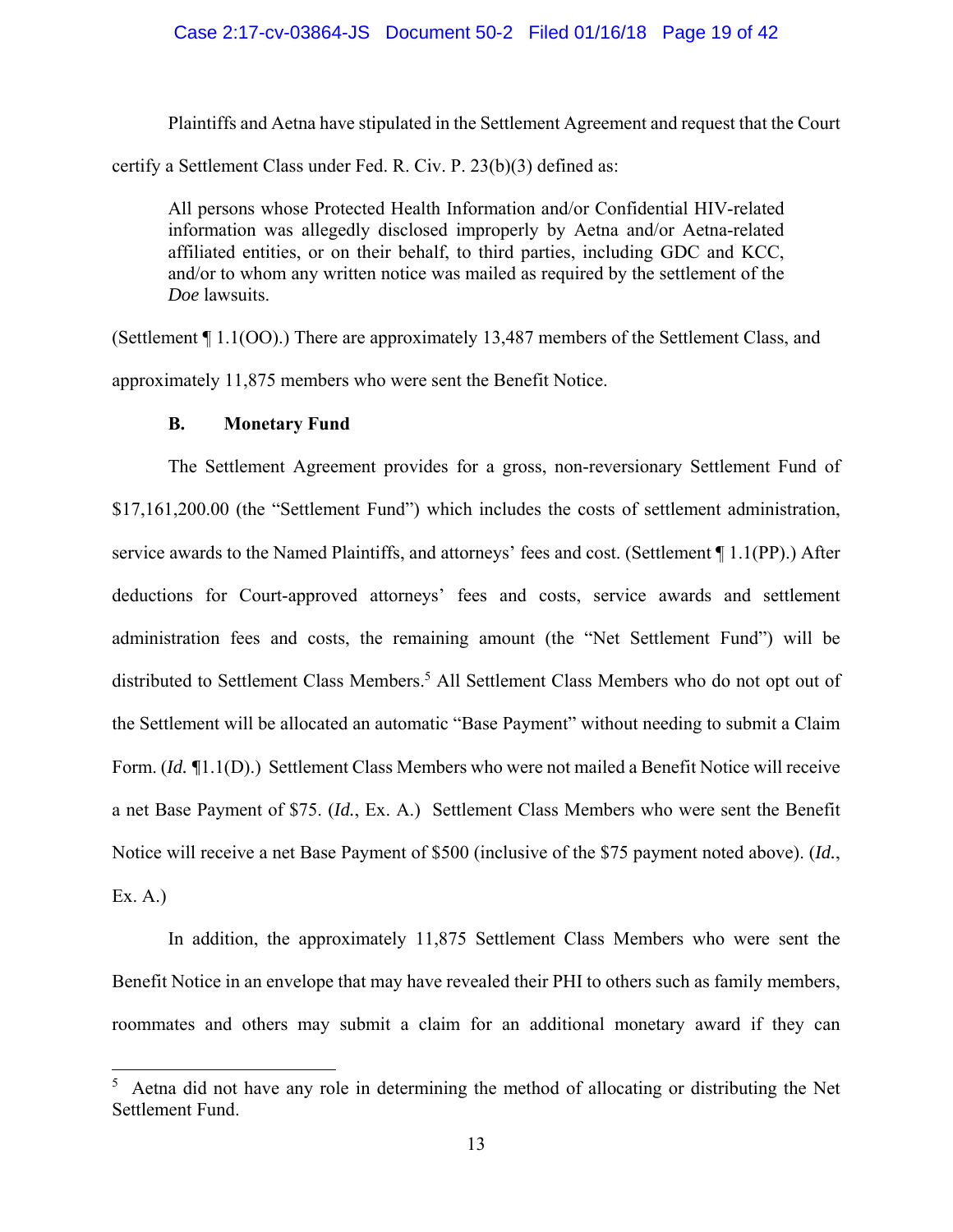Plaintiffs and Aetna have stipulated in the Settlement Agreement and request that the Court certify a Settlement Class under Fed. R. Civ. P. 23(b)(3) defined as:

> All persons whose Protected Health Information and/or Confidential HIV-related information was allegedly disclosed improperly by Aetna and/or Aetna-related affiliated entities, or on their behalf, to third parties, including GDC and KCC, and/or to whom any written notice was mailed as required by the settlement of the *Doe* lawsuits.

(Settlement ¶ 1.1(OO).) There are approximately 13,487 members of the Settlement Class, and approximately 11,875 members who were sent the Benefit Notice.

### B. Monetary Fund

The Settlement Agreement provides for a gross, non-reversionary Settlement Fund of $17,161,200.00 (the "Settlement Fund") which includes the costs of settlement administration, service awards to the Named Plaintiffs, and attorneys' fees and cost. (Settlement ¶ 1.1(PP).) After deductions for Court-approved attorneys' fees and costs, service awards and settlement administration fees and costs, the remaining amount (the "Net Settlement Fund") will be distributed to Settlement Class Members.[5] All Settlement Class Members who do not opt out of the Settlement will be allocated an automatic "Base Payment" without needing to submit a Claim Form. (*Id.* ¶1.1(D).) Settlement Class Members who were not mailed a Benefit Notice will receive a net Base Payment of $75. (*Id.*, Ex. A.) Settlement Class Members who were sent the Benefit Notice will receive a net Base Payment of $500 (inclusive of the $75 payment noted above). (*Id.*, Ex. A.)

In addition, the approximately 11,875 Settlement Class Members who were sent the Benefit Notice in an envelope that may have revealed their PHI to others such as family members, roommates and others may submit a claim for an additional monetary award if they can

---

[5] Aetna did not have any role in determining the method of allocating or distributing the Net Settlement Fund.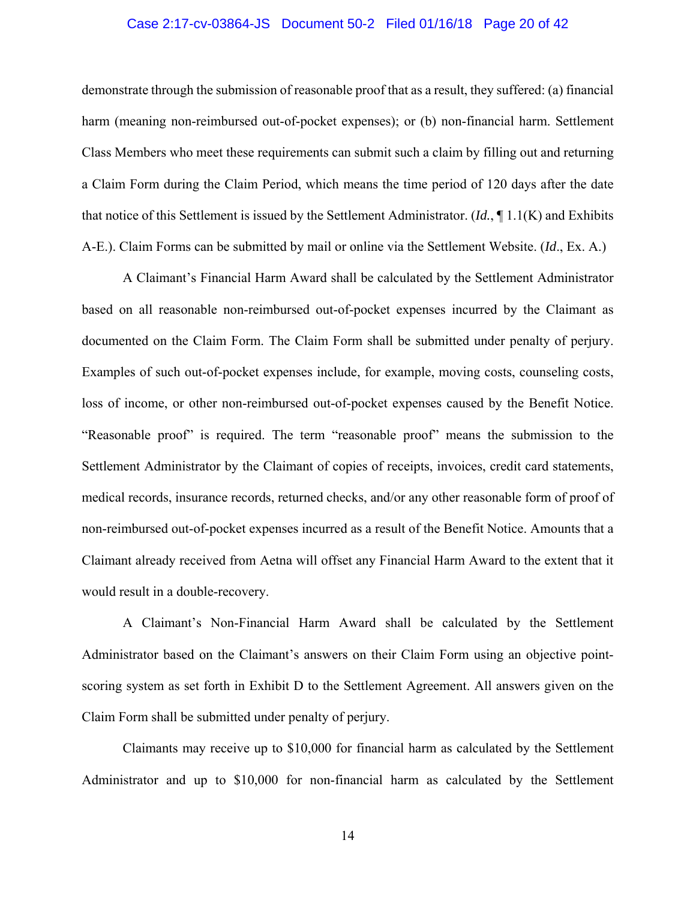demonstrate through the submission of reasonable proof that as a result, they suffered: (a) financial harm (meaning non-reimbursed out-of-pocket expenses); or (b) non-financial harm. Settlement Class Members who meet these requirements can submit such a claim by filling out and returning a Claim Form during the Claim Period, which means the time period of 120 days after the date that notice of this Settlement is issued by the Settlement Administrator. (*Id.*, ¶ 1.1(K) and Exhibits A-E.). Claim Forms can be submitted by mail or online via the Settlement Website. (*Id*., Ex. A.)

A Claimant's Financial Harm Award shall be calculated by the Settlement Administrator based on all reasonable non-reimbursed out-of-pocket expenses incurred by the Claimant as documented on the Claim Form. The Claim Form shall be submitted under penalty of perjury. Examples of such out-of-pocket expenses include, for example, moving costs, counseling costs, loss of income, or other non-reimbursed out-of-pocket expenses caused by the Benefit Notice. "Reasonable proof" is required. The term "reasonable proof" means the submission to the Settlement Administrator by the Claimant of copies of receipts, invoices, credit card statements, medical records, insurance records, returned checks, and/or any other reasonable form of proof of non-reimbursed out-of-pocket expenses incurred as a result of the Benefit Notice. Amounts that a Claimant already received from Aetna will offset any Financial Harm Award to the extent that it would result in a double-recovery.

A Claimant's Non-Financial Harm Award shall be calculated by the Settlement Administrator based on the Claimant's answers on their Claim Form using an objective point-scoring system as set forth in Exhibit D to the Settlement Agreement. All answers given on the Claim Form shall be submitted under penalty of perjury.

Claimants may receive up to $10,000 for financial harm as calculated by the Settlement Administrator and up to $10,000 for non-financial harm as calculated by the Settlement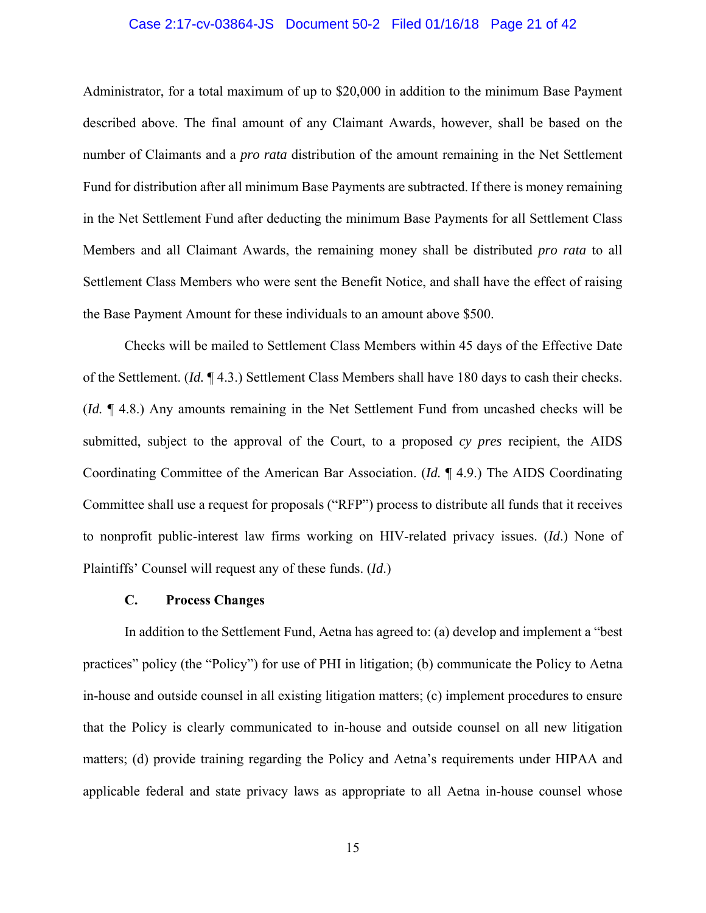Administrator, for a total maximum of up to $20,000 in addition to the minimum Base Payment described above. The final amount of any Claimant Awards, however, shall be based on the number of Claimants and a *pro rata* distribution of the amount remaining in the Net Settlement Fund for distribution after all minimum Base Payments are subtracted. If there is money remaining in the Net Settlement Fund after deducting the minimum Base Payments for all Settlement Class Members and all Claimant Awards, the remaining money shall be distributed *pro rata* to all Settlement Class Members who were sent the Benefit Notice, and shall have the effect of raising the Base Payment Amount for these individuals to an amount above $500.

Checks will be mailed to Settlement Class Members within 45 days of the Effective Date of the Settlement. (*Id.* ¶ 4.3.) Settlement Class Members shall have 180 days to cash their checks. (*Id.* ¶ 4.8.) Any amounts remaining in the Net Settlement Fund from uncashed checks will be submitted, subject to the approval of the Court, to a proposed *cy pres* recipient, the AIDS Coordinating Committee of the American Bar Association. (*Id.* ¶ 4.9.) The AIDS Coordinating Committee shall use a request for proposals ("RFP") process to distribute all funds that it receives to nonprofit public-interest law firms working on HIV-related privacy issues. (*Id*.) None of Plaintiffs' Counsel will request any of these funds. (*Id*.)

### C. Process Changes

In addition to the Settlement Fund, Aetna has agreed to: (a) develop and implement a "best practices" policy (the "Policy") for use of PHI in litigation; (b) communicate the Policy to Aetna in-house and outside counsel in all existing litigation matters; (c) implement procedures to ensure that the Policy is clearly communicated to in-house and outside counsel on all new litigation matters; (d) provide training regarding the Policy and Aetna's requirements under HIPAA and applicable federal and state privacy laws as appropriate to all Aetna in-house counsel whose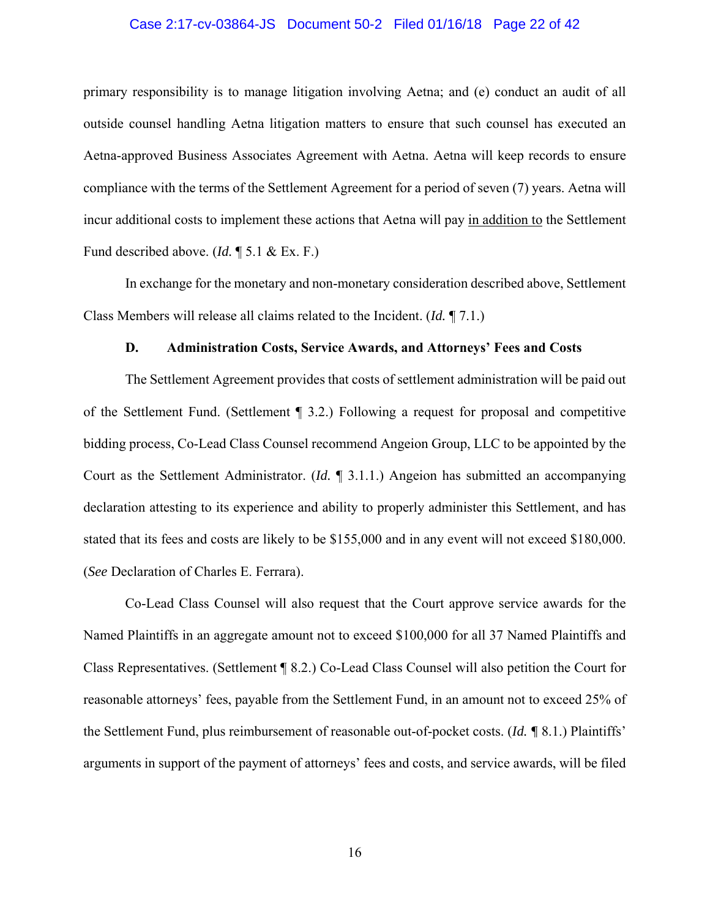primary responsibility is to manage litigation involving Aetna; and (e) conduct an audit of all outside counsel handling Aetna litigation matters to ensure that such counsel has executed an Aetna-approved Business Associates Agreement with Aetna. Aetna will keep records to ensure compliance with the terms of the Settlement Agreement for a period of seven (7) years. Aetna will incur additional costs to implement these actions that Aetna will pay <u>in addition to</u> the Settlement Fund described above. (*Id.* ¶ 5.1 & Ex. F.)

In exchange for the monetary and non-monetary consideration described above, Settlement Class Members will release all claims related to the Incident. (*Id.* ¶ 7.1.)

### D. Administration Costs, Service Awards, and Attorneys' Fees and Costs

The Settlement Agreement provides that costs of settlement administration will be paid out of the Settlement Fund. (Settlement ¶ 3.2.) Following a request for proposal and competitive bidding process, Co-Lead Class Counsel recommend Angeion Group, LLC to be appointed by the Court as the Settlement Administrator. (*Id.* ¶ 3.1.1.) Angeion has submitted an accompanying declaration attesting to its experience and ability to properly administer this Settlement, and has stated that its fees and costs are likely to be $155,000 and in any event will not exceed $180,000. (*See* Declaration of Charles E. Ferrara).

Co-Lead Class Counsel will also request that the Court approve service awards for the Named Plaintiffs in an aggregate amount not to exceed $100,000 for all 37 Named Plaintiffs and Class Representatives. (Settlement ¶ 8.2.) Co-Lead Class Counsel will also petition the Court for reasonable attorneys' fees, payable from the Settlement Fund, in an amount not to exceed 25% of the Settlement Fund, plus reimbursement of reasonable out-of-pocket costs. (*Id.* ¶ 8.1.) Plaintiffs' arguments in support of the payment of attorneys' fees and costs, and service awards, will be filed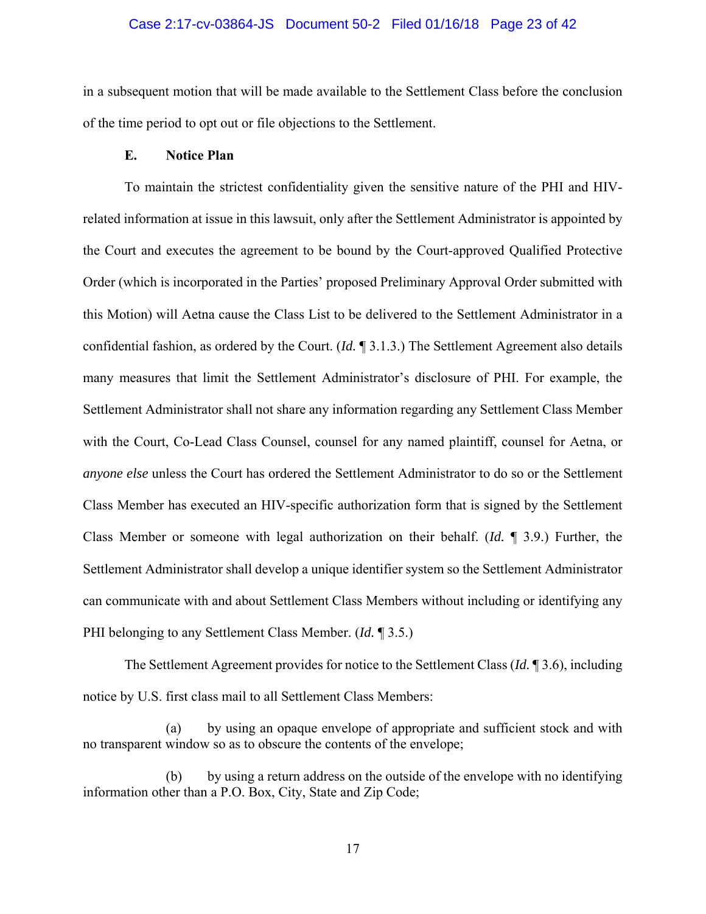in a subsequent motion that will be made available to the Settlement Class before the conclusion of the time period to opt out or file objections to the Settlement.

### E. Notice Plan

To maintain the strictest confidentiality given the sensitive nature of the PHI and HIV-related information at issue in this lawsuit, only after the Settlement Administrator is appointed by the Court and executes the agreement to be bound by the Court-approved Qualified Protective Order (which is incorporated in the Parties' proposed Preliminary Approval Order submitted with this Motion) will Aetna cause the Class List to be delivered to the Settlement Administrator in a confidential fashion, as ordered by the Court. (*Id.* ¶ 3.1.3.) The Settlement Agreement also details many measures that limit the Settlement Administrator's disclosure of PHI. For example, the Settlement Administrator shall not share any information regarding any Settlement Class Member with the Court, Co-Lead Class Counsel, counsel for any named plaintiff, counsel for Aetna, or *anyone else* unless the Court has ordered the Settlement Administrator to do so or the Settlement Class Member has executed an HIV-specific authorization form that is signed by the Settlement Class Member or someone with legal authorization on their behalf. (*Id.* ¶ 3.9.) Further, the Settlement Administrator shall develop a unique identifier system so the Settlement Administrator can communicate with and about Settlement Class Members without including or identifying any PHI belonging to any Settlement Class Member. (*Id.* ¶ 3.5.)

The Settlement Agreement provides for notice to the Settlement Class (*Id.* ¶ 3.6), including notice by U.S. first class mail to all Settlement Class Members:

(a) by using an opaque envelope of appropriate and sufficient stock and with no transparent window so as to obscure the contents of the envelope;

(b) by using a return address on the outside of the envelope with no identifying information other than a P.O. Box, City, State and Zip Code;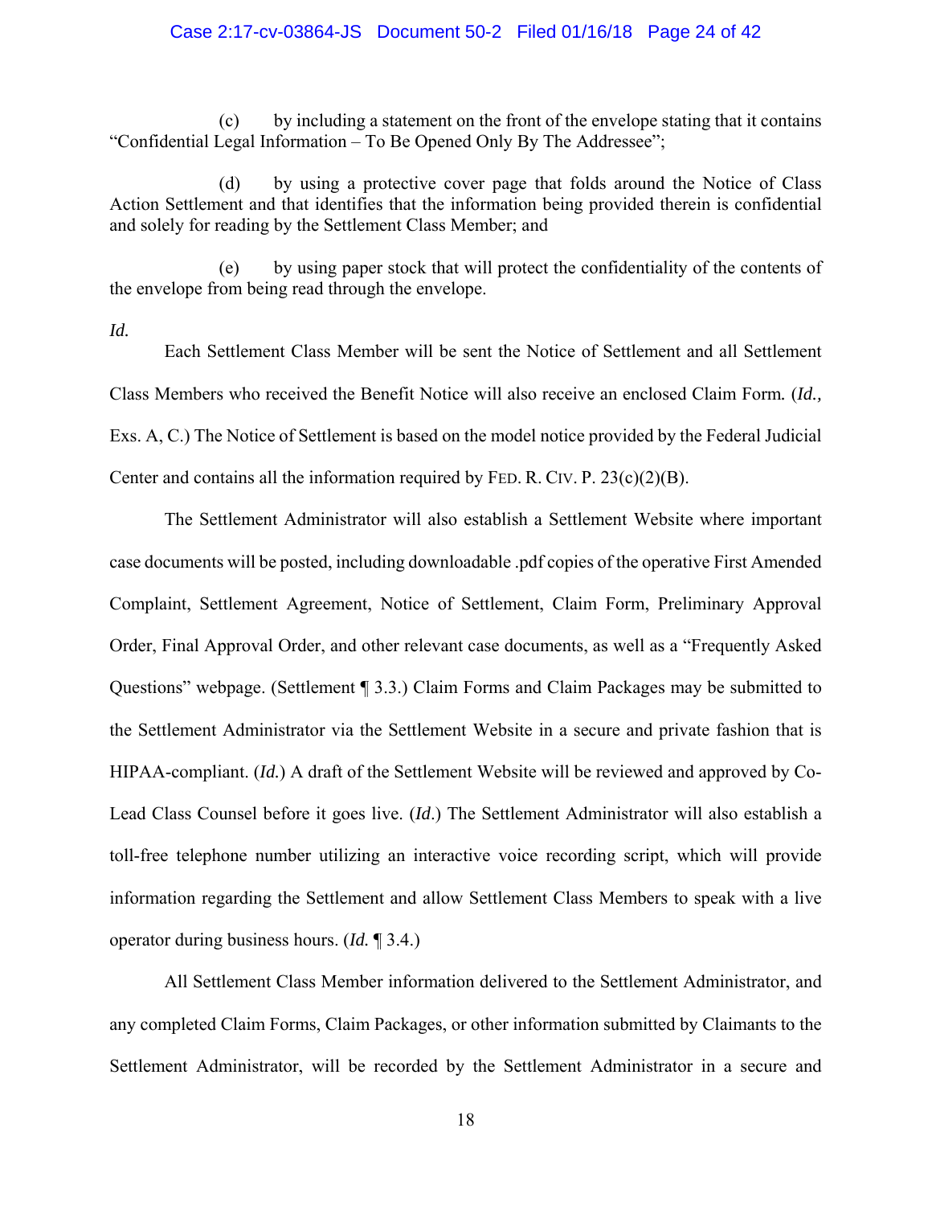(c) by including a statement on the front of the envelope stating that it contains "Confidential Legal Information – To Be Opened Only By The Addressee";

(d) by using a protective cover page that folds around the Notice of Class Action Settlement and that identifies that the information being provided therein is confidential and solely for reading by the Settlement Class Member; and

(e) by using paper stock that will protect the confidentiality of the contents of the envelope from being read through the envelope.

*Id.*

Each Settlement Class Member will be sent the Notice of Settlement and all Settlement Class Members who received the Benefit Notice will also receive an enclosed Claim Form. (*Id.,* Exs. A, C.) The Notice of Settlement is based on the model notice provided by the Federal Judicial Center and contains all the information required by FED. R. CIV. P. 23(c)(2)(B).

The Settlement Administrator will also establish a Settlement Website where important case documents will be posted, including downloadable .pdf copies of the operative First Amended Complaint, Settlement Agreement, Notice of Settlement, Claim Form, Preliminary Approval Order, Final Approval Order, and other relevant case documents, as well as a "Frequently Asked Questions" webpage. (Settlement ¶ 3.3.) Claim Forms and Claim Packages may be submitted to the Settlement Administrator via the Settlement Website in a secure and private fashion that is HIPAA-compliant. (*Id.*) A draft of the Settlement Website will be reviewed and approved by Co-Lead Class Counsel before it goes live. (*Id.*) The Settlement Administrator will also establish a toll-free telephone number utilizing an interactive voice recording script, which will provide information regarding the Settlement and allow Settlement Class Members to speak with a live operator during business hours. (*Id.* ¶ 3.4.)

All Settlement Class Member information delivered to the Settlement Administrator, and any completed Claim Forms, Claim Packages, or other information submitted by Claimants to the Settlement Administrator, will be recorded by the Settlement Administrator in a secure and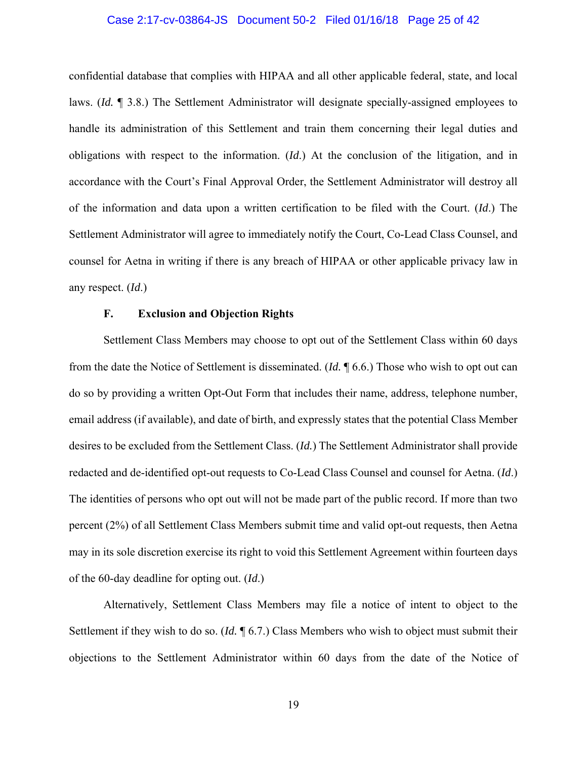confidential database that complies with HIPAA and all other applicable federal, state, and local laws. (*Id.* ¶ 3.8.) The Settlement Administrator will designate specially-assigned employees to handle its administration of this Settlement and train them concerning their legal duties and obligations with respect to the information. (*Id.*) At the conclusion of the litigation, and in accordance with the Court's Final Approval Order, the Settlement Administrator will destroy all of the information and data upon a written certification to be filed with the Court. (*Id.*) The Settlement Administrator will agree to immediately notify the Court, Co-Lead Class Counsel, and counsel for Aetna in writing if there is any breach of HIPAA or other applicable privacy law in any respect. (*Id.*)

### F. Exclusion and Objection Rights

Settlement Class Members may choose to opt out of the Settlement Class within 60 days from the date the Notice of Settlement is disseminated. (*Id.* ¶ 6.6.) Those who wish to opt out can do so by providing a written Opt-Out Form that includes their name, address, telephone number, email address (if available), and date of birth, and expressly states that the potential Class Member desires to be excluded from the Settlement Class. (*Id.*) The Settlement Administrator shall provide redacted and de-identified opt-out requests to Co-Lead Class Counsel and counsel for Aetna. (*Id.*) The identities of persons who opt out will not be made part of the public record. If more than two percent (2%) of all Settlement Class Members submit time and valid opt-out requests, then Aetna may in its sole discretion exercise its right to void this Settlement Agreement within fourteen days of the 60-day deadline for opting out. (*Id.*)

Alternatively, Settlement Class Members may file a notice of intent to object to the Settlement if they wish to do so. (*Id.* ¶ 6.7.) Class Members who wish to object must submit their objections to the Settlement Administrator within 60 days from the date of the Notice of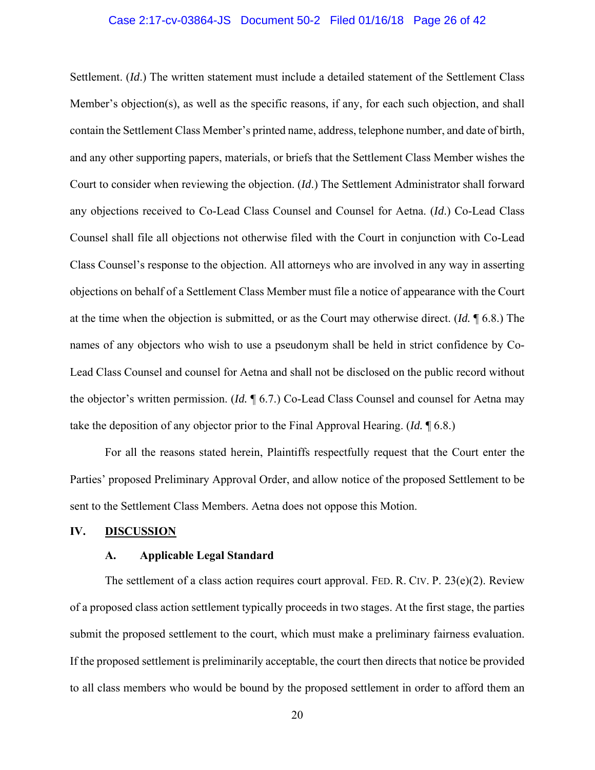Settlement. (*Id*.) The written statement must include a detailed statement of the Settlement Class Member's objection(s), as well as the specific reasons, if any, for each such objection, and shall contain the Settlement Class Member's printed name, address, telephone number, and date of birth, and any other supporting papers, materials, or briefs that the Settlement Class Member wishes the Court to consider when reviewing the objection. (*Id*.) The Settlement Administrator shall forward any objections received to Co-Lead Class Counsel and Counsel for Aetna. (*Id*.) Co-Lead Class Counsel shall file all objections not otherwise filed with the Court in conjunction with Co-Lead Class Counsel's response to the objection. All attorneys who are involved in any way in asserting objections on behalf of a Settlement Class Member must file a notice of appearance with the Court at the time when the objection is submitted, or as the Court may otherwise direct. (*Id.* ¶ 6.8.) The names of any objectors who wish to use a pseudonym shall be held in strict confidence by Co-Lead Class Counsel and counsel for Aetna and shall not be disclosed on the public record without the objector's written permission. (*Id.* ¶ 6.7.) Co-Lead Class Counsel and counsel for Aetna may take the deposition of any objector prior to the Final Approval Hearing. (*Id.* ¶ 6.8.)

For all the reasons stated herein, Plaintiffs respectfully request that the Court enter the Parties' proposed Preliminary Approval Order, and allow notice of the proposed Settlement to be sent to the Settlement Class Members. Aetna does not oppose this Motion.

## IV. DISCUSSION

### A. Applicable Legal Standard

The settlement of a class action requires court approval. FED. R. CIV. P. 23(e)(2). Review of a proposed class action settlement typically proceeds in two stages. At the first stage, the parties submit the proposed settlement to the court, which must make a preliminary fairness evaluation. If the proposed settlement is preliminarily acceptable, the court then directs that notice be provided to all class members who would be bound by the proposed settlement in order to afford them an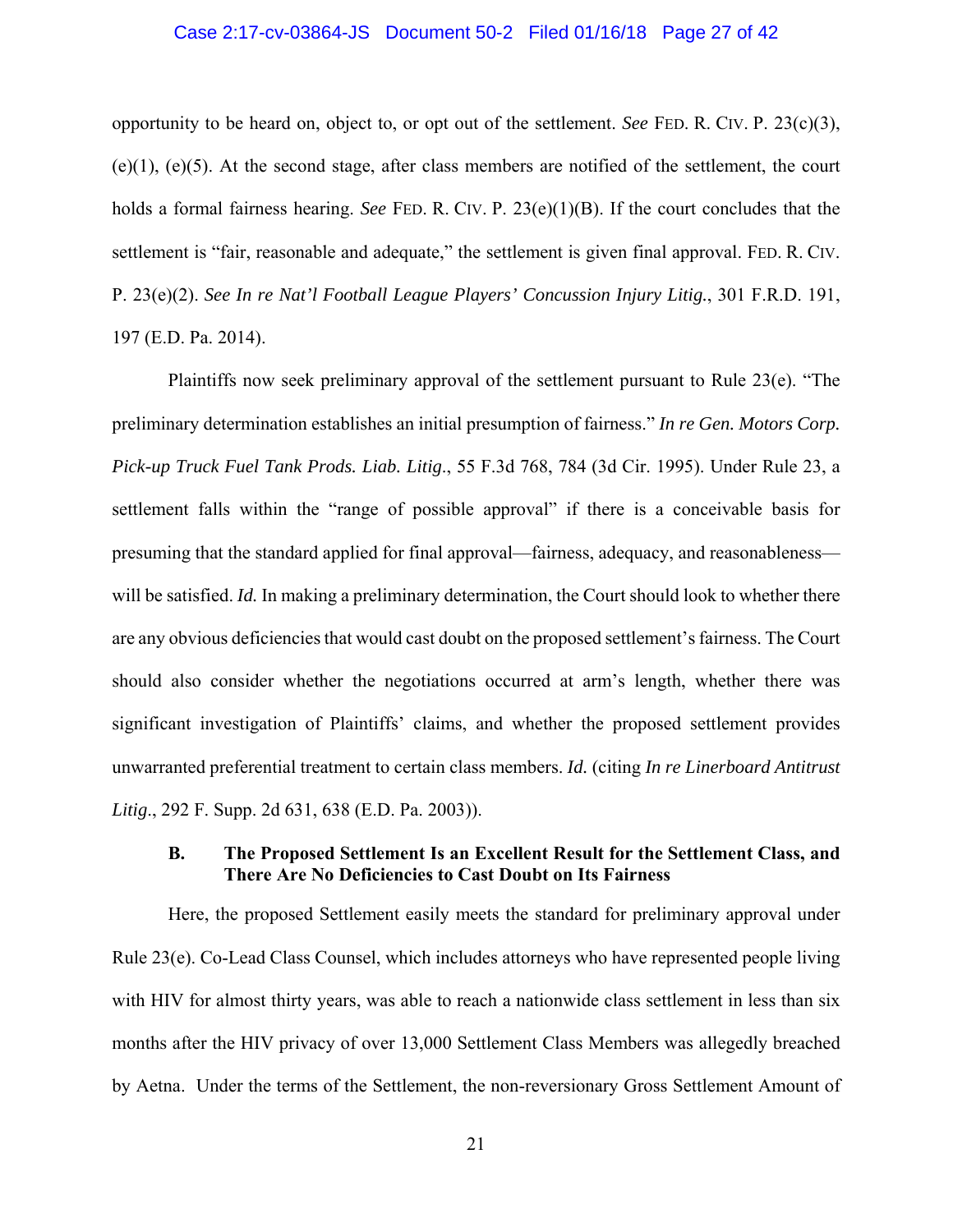opportunity to be heard on, object to, or opt out of the settlement. *See* FED. R. CIV. P. 23(c)(3), (e)(1), (e)(5). At the second stage, after class members are notified of the settlement, the court holds a formal fairness hearing. *See* FED. R. CIV. P. 23(e)(1)(B). If the court concludes that the settlement is "fair, reasonable and adequate," the settlement is given final approval. FED. R. CIV. P. 23(e)(2). *See In re Nat'l Football League Players' Concussion Injury Litig.*, 301 F.R.D. 191, 197 (E.D. Pa. 2014).

Plaintiffs now seek preliminary approval of the settlement pursuant to Rule 23(e). "The preliminary determination establishes an initial presumption of fairness." *In re Gen. Motors Corp. Pick-up Truck Fuel Tank Prods. Liab. Litig*., 55 F.3d 768, 784 (3d Cir. 1995). Under Rule 23, a settlement falls within the "range of possible approval" if there is a conceivable basis for presuming that the standard applied for final approval—fairness, adequacy, and reasonableness—will be satisfied. *Id.* In making a preliminary determination, the Court should look to whether there are any obvious deficiencies that would cast doubt on the proposed settlement's fairness. The Court should also consider whether the negotiations occurred at arm's length, whether there was significant investigation of Plaintiffs' claims, and whether the proposed settlement provides unwarranted preferential treatment to certain class members. *Id.* (citing *In re Linerboard Antitrust Litig*., 292 F. Supp. 2d 631, 638 (E.D. Pa. 2003)).

### B. The Proposed Settlement Is an Excellent Result for the Settlement Class, and There Are No Deficiencies to Cast Doubt on Its Fairness

Here, the proposed Settlement easily meets the standard for preliminary approval under Rule 23(e). Co-Lead Class Counsel, which includes attorneys who have represented people living with HIV for almost thirty years, was able to reach a nationwide class settlement in less than six months after the HIV privacy of over 13,000 Settlement Class Members was allegedly breached by Aetna. Under the terms of the Settlement, the non-reversionary Gross Settlement Amount of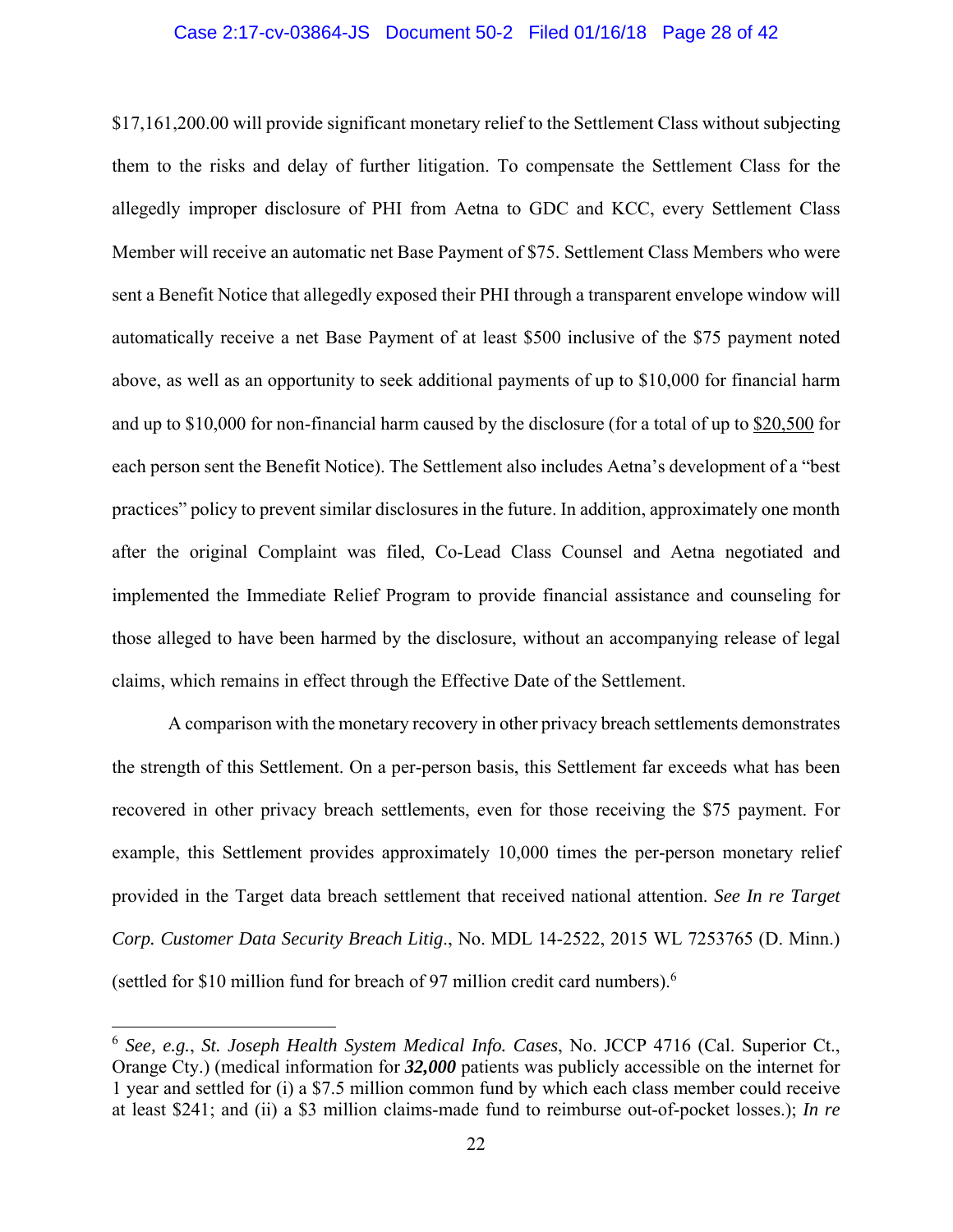$17,161,200.00 will provide significant monetary relief to the Settlement Class without subjecting them to the risks and delay of further litigation. To compensate the Settlement Class for the allegedly improper disclosure of PHI from Aetna to GDC and KCC, every Settlement Class Member will receive an automatic net Base Payment of $75. Settlement Class Members who were sent a Benefit Notice that allegedly exposed their PHI through a transparent envelope window will automatically receive a net Base Payment of at least $500 inclusive of the $75 payment noted above, as well as an opportunity to seek additional payments of up to $10,000 for financial harm and up to $10,000 for non-financial harm caused by the disclosure (for a total of up to <u>$20,500</u> for each person sent the Benefit Notice). The Settlement also includes Aetna's development of a "best practices" policy to prevent similar disclosures in the future. In addition, approximately one month after the original Complaint was filed, Co-Lead Class Counsel and Aetna negotiated and implemented the Immediate Relief Program to provide financial assistance and counseling for those alleged to have been harmed by the disclosure, without an accompanying release of legal claims, which remains in effect through the Effective Date of the Settlement.

A comparison with the monetary recovery in other privacy breach settlements demonstrates the strength of this Settlement. On a per-person basis, this Settlement far exceeds what has been recovered in other privacy breach settlements, even for those receiving the $75 payment. For example, this Settlement provides approximately 10,000 times the per-person monetary relief provided in the Target data breach settlement that received national attention. *See In re Target Corp. Customer Data Security Breach Litig.*, No. MDL 14-2522, 2015 WL 7253765 (D. Minn.) (settled for $10 million fund for breach of 97 million credit card numbers).[6]

---

[6] *See, e.g.*, *St. Joseph Health System Medical Info. Cases*, No. JCCP 4716 (Cal. Superior Ct., Orange Cty.) (medical information for ***32,000*** patients was publicly accessible on the internet for 1 year and settled for (i) a $7.5 million common fund by which each class member could receive at least $241; and (ii) a $3 million claims-made fund to reimburse out-of-pocket losses.); *In re*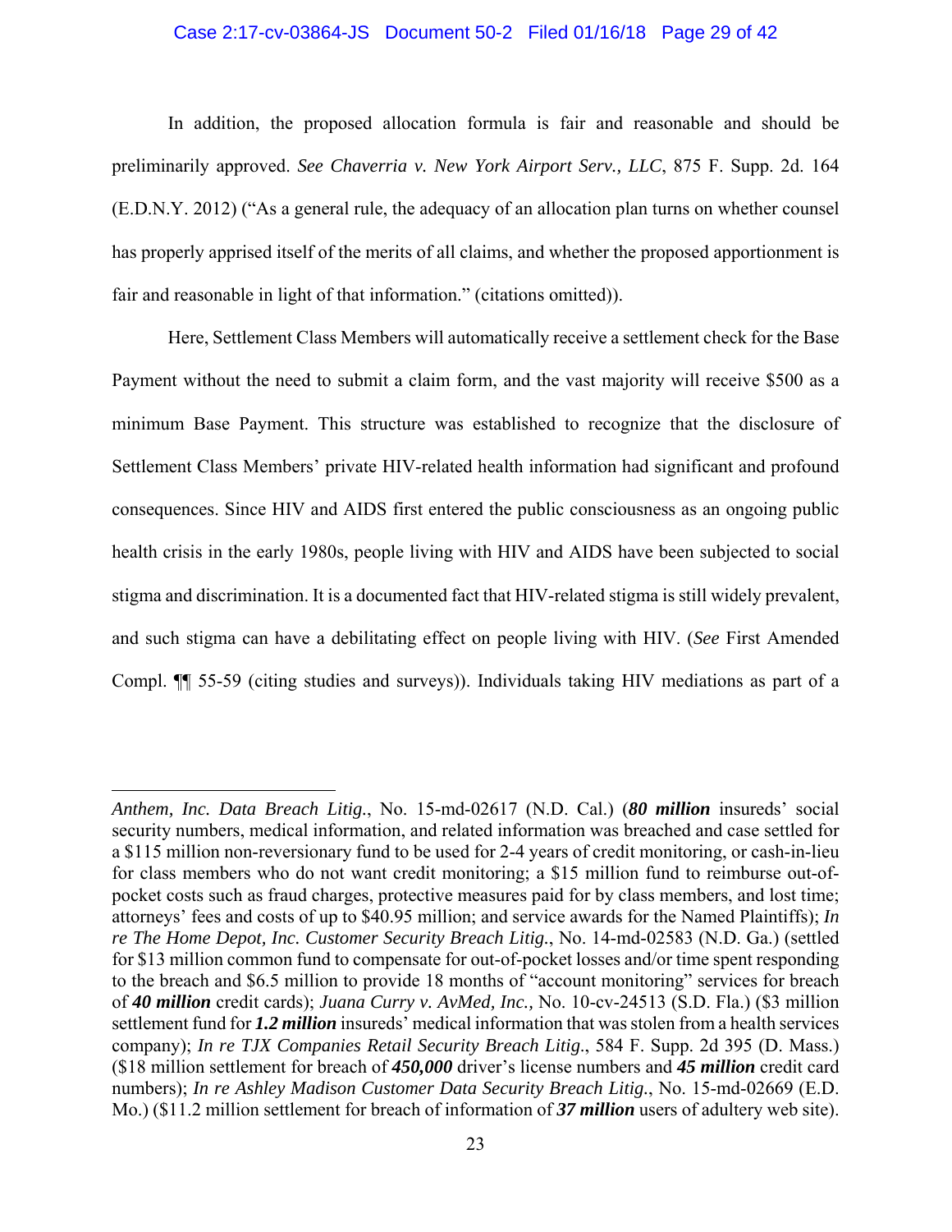In addition, the proposed allocation formula is fair and reasonable and should be preliminarily approved. *See Chaverria v. New York Airport Serv., LLC*, 875 F. Supp. 2d. 164 (E.D.N.Y. 2012) ("As a general rule, the adequacy of an allocation plan turns on whether counsel has properly apprised itself of the merits of all claims, and whether the proposed apportionment is fair and reasonable in light of that information." (citations omitted)).

Here, Settlement Class Members will automatically receive a settlement check for the Base Payment without the need to submit a claim form, and the vast majority will receive $500 as a minimum Base Payment. This structure was established to recognize that the disclosure of Settlement Class Members' private HIV-related health information had significant and profound consequences. Since HIV and AIDS first entered the public consciousness as an ongoing public health crisis in the early 1980s, people living with HIV and AIDS have been subjected to social stigma and discrimination. It is a documented fact that HIV-related stigma is still widely prevalent, and such stigma can have a debilitating effect on people living with HIV. (*See* First Amended Compl. ¶¶ 55-59 (citing studies and surveys)). Individuals taking HIV mediations as part of a

---

*Anthem, Inc. Data Breach Litig.*, No. 15-md-02617 (N.D. Cal.) (***80 million*** insureds' social security numbers, medical information, and related information was breached and case settled for a $115 million non-reversionary fund to be used for 2-4 years of credit monitoring, or cash-in-lieu for class members who do not want credit monitoring; a $15 million fund to reimburse out-of-pocket costs such as fraud charges, protective measures paid for by class members, and lost time; attorneys' fees and costs of up to $40.95 million; and service awards for the Named Plaintiffs); *In re The Home Depot, Inc. Customer Security Breach Litig.*, No. 14-md-02583 (N.D. Ga.) (settled for $13 million common fund to compensate for out-of-pocket losses and/or time spent responding to the breach and $6.5 million to provide 18 months of "account monitoring" services for breach of ***40 million*** credit cards); *Juana Curry v. AvMed, Inc.,* No. 10-cv-24513 (S.D. Fla.) ($3 million settlement fund for ***1.2 million*** insureds' medical information that was stolen from a health services company); *In re TJX Companies Retail Security Breach Litig.*, 584 F. Supp. 2d 395 (D. Mass.) ($18 million settlement for breach of ***450,000*** driver's license numbers and ***45 million*** credit card numbers); *In re Ashley Madison Customer Data Security Breach Litig.*, No. 15-md-02669 (E.D. Mo.) ($11.2 million settlement for breach of information of ***37 million*** users of adultery web site).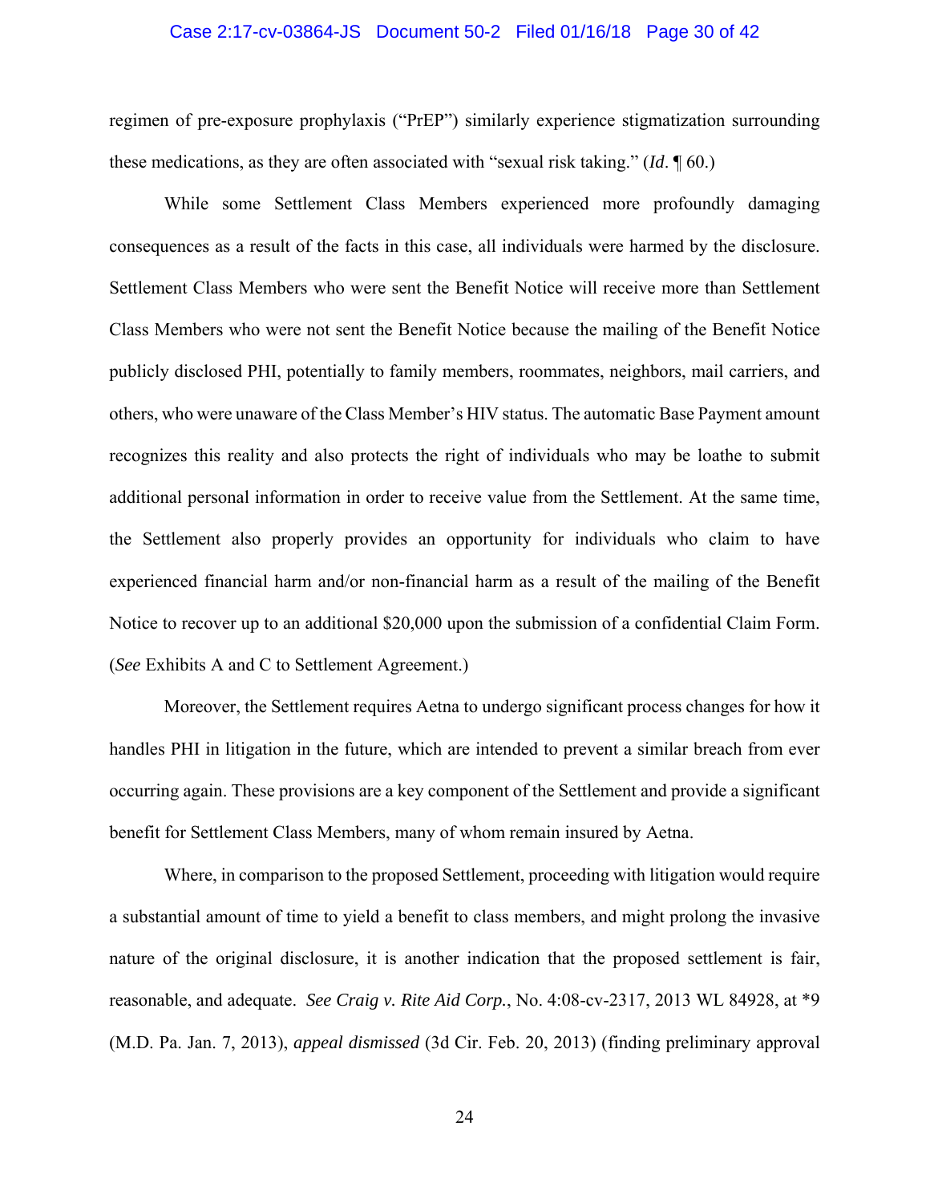regimen of pre-exposure prophylaxis ("PrEP") similarly experience stigmatization surrounding these medications, as they are often associated with "sexual risk taking." (*Id*. ¶ 60.)

While some Settlement Class Members experienced more profoundly damaging consequences as a result of the facts in this case, all individuals were harmed by the disclosure. Settlement Class Members who were sent the Benefit Notice will receive more than Settlement Class Members who were not sent the Benefit Notice because the mailing of the Benefit Notice publicly disclosed PHI, potentially to family members, roommates, neighbors, mail carriers, and others, who were unaware of the Class Member's HIV status. The automatic Base Payment amount recognizes this reality and also protects the right of individuals who may be loathe to submit additional personal information in order to receive value from the Settlement. At the same time, the Settlement also properly provides an opportunity for individuals who claim to have experienced financial harm and/or non-financial harm as a result of the mailing of the Benefit Notice to recover up to an additional $20,000 upon the submission of a confidential Claim Form. (*See* Exhibits A and C to Settlement Agreement.)

Moreover, the Settlement requires Aetna to undergo significant process changes for how it handles PHI in litigation in the future, which are intended to prevent a similar breach from ever occurring again. These provisions are a key component of the Settlement and provide a significant benefit for Settlement Class Members, many of whom remain insured by Aetna.

Where, in comparison to the proposed Settlement, proceeding with litigation would require a substantial amount of time to yield a benefit to class members, and might prolong the invasive nature of the original disclosure, it is another indication that the proposed settlement is fair, reasonable, and adequate. *See Craig v. Rite Aid Corp.*, No. 4:08-cv-2317, 2013 WL 84928, at *9 (M.D. Pa. Jan. 7, 2013), *appeal dismissed* (3d Cir. Feb. 20, 2013) (finding preliminary approval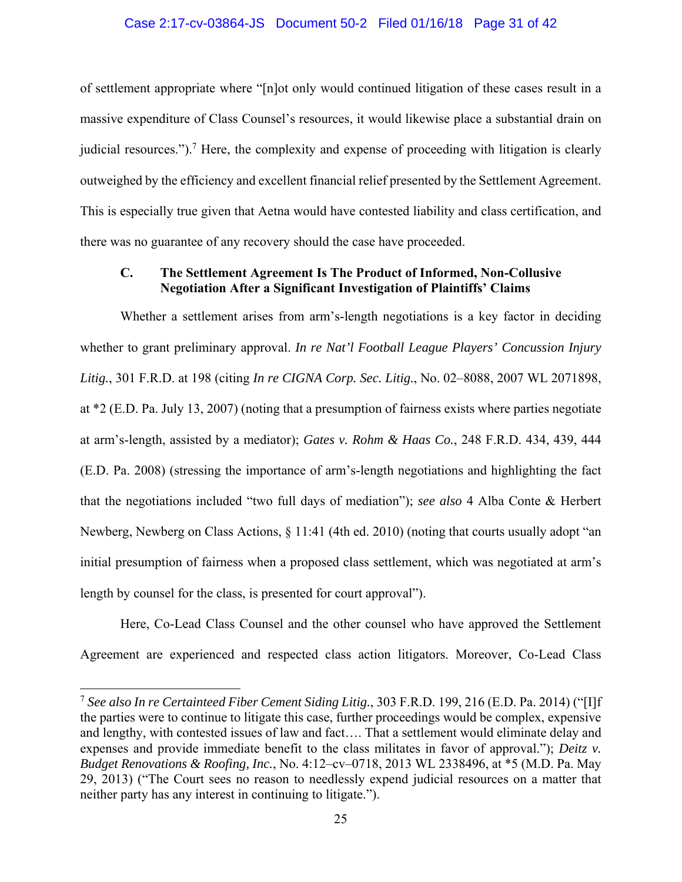of settlement appropriate where "[n]ot only would continued litigation of these cases result in a massive expenditure of Class Counsel's resources, it would likewise place a substantial drain on judicial resources.").[7] Here, the complexity and expense of proceeding with litigation is clearly outweighed by the efficiency and excellent financial relief presented by the Settlement Agreement. This is especially true given that Aetna would have contested liability and class certification, and there was no guarantee of any recovery should the case have proceeded.

### C. The Settlement Agreement Is The Product of Informed, Non-Collusive Negotiation After a Significant Investigation of Plaintiffs' Claims

Whether a settlement arises from arm's-length negotiations is a key factor in deciding whether to grant preliminary approval. *In re Nat'l Football League Players' Concussion Injury Litig.*, 301 F.R.D. at 198 (citing *In re CIGNA Corp. Sec. Litig.*, No. 02–8088, 2007 WL 2071898, at *2 (E.D. Pa. July 13, 2007) (noting that a presumption of fairness exists where parties negotiate at arm's-length, assisted by a mediator); *Gates v. Rohm & Haas Co.*, 248 F.R.D. 434, 439, 444 (E.D. Pa. 2008) (stressing the importance of arm's-length negotiations and highlighting the fact that the negotiations included "two full days of mediation"); *see also* 4 Alba Conte & Herbert Newberg, Newberg on Class Actions, § 11:41 (4th ed. 2010) (noting that courts usually adopt "an initial presumption of fairness when a proposed class settlement, which was negotiated at arm's length by counsel for the class, is presented for court approval").

Here, Co-Lead Class Counsel and the other counsel who have approved the Settlement Agreement are experienced and respected class action litigators. Moreover, Co-Lead Class

---

[7] *See also In re Certainteed Fiber Cement Siding Litig.*, 303 F.R.D. 199, 216 (E.D. Pa. 2014) ("[I]f the parties were to continue to litigate this case, further proceedings would be complex, expensive and lengthy, with contested issues of law and fact…. That a settlement would eliminate delay and expenses and provide immediate benefit to the class militates in favor of approval."); *Deitz v. Budget Renovations & Roofing, Inc.*, No. 4:12–cv–0718, 2013 WL 2338496, at *5 (M.D. Pa. May 29, 2013) ("The Court sees no reason to needlessly expend judicial resources on a matter that neither party has any interest in continuing to litigate.").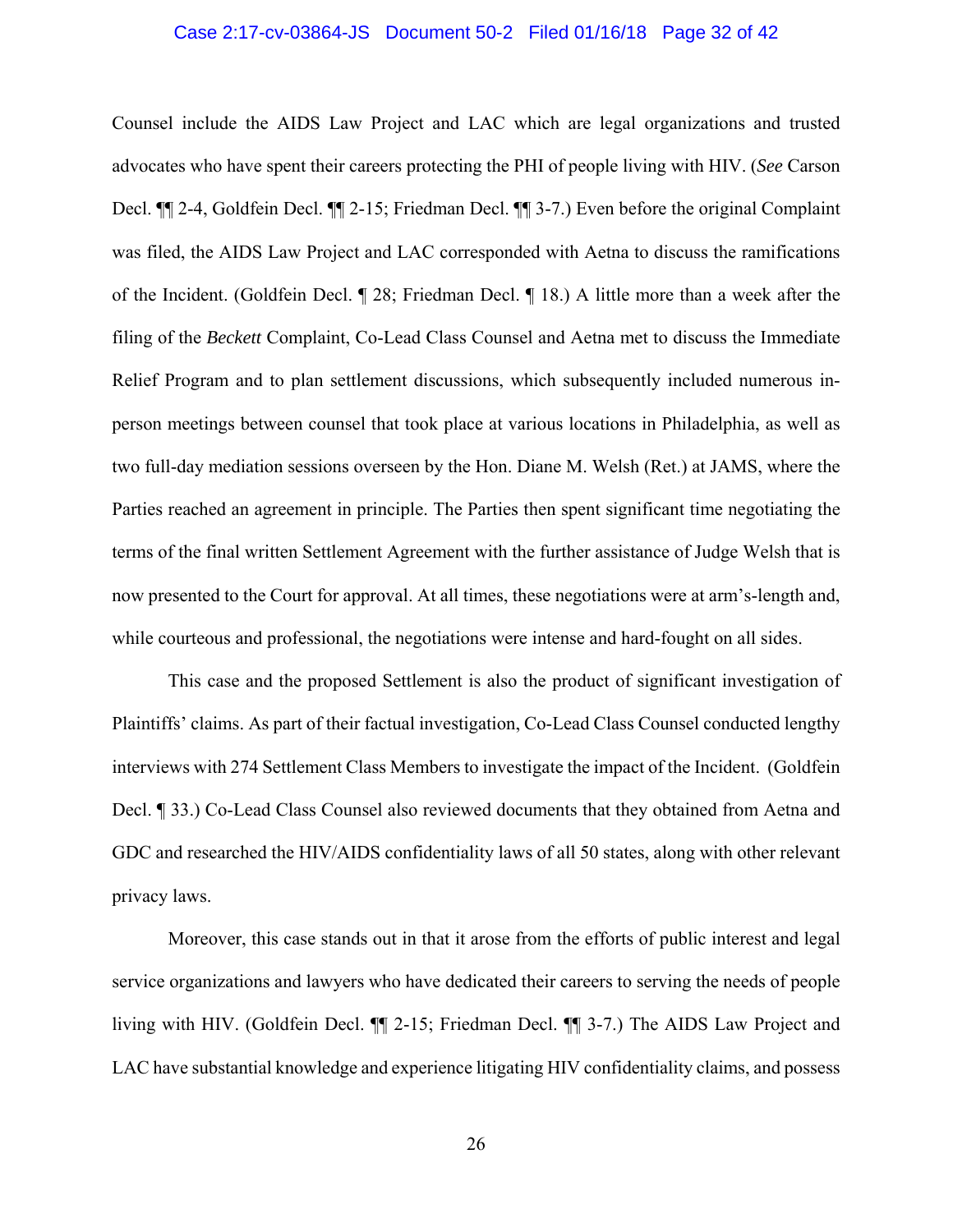Counsel include the AIDS Law Project and LAC which are legal organizations and trusted advocates who have spent their careers protecting the PHI of people living with HIV. (*See* Carson Decl. ¶¶ 2-4, Goldfein Decl. ¶¶ 2-15; Friedman Decl. ¶¶ 3-7.) Even before the original Complaint was filed, the AIDS Law Project and LAC corresponded with Aetna to discuss the ramifications of the Incident. (Goldfein Decl. ¶ 28; Friedman Decl. ¶ 18.) A little more than a week after the filing of the *Beckett* Complaint, Co-Lead Class Counsel and Aetna met to discuss the Immediate Relief Program and to plan settlement discussions, which subsequently included numerous in-person meetings between counsel that took place at various locations in Philadelphia, as well as two full-day mediation sessions overseen by the Hon. Diane M. Welsh (Ret.) at JAMS, where the Parties reached an agreement in principle. The Parties then spent significant time negotiating the terms of the final written Settlement Agreement with the further assistance of Judge Welsh that is now presented to the Court for approval. At all times, these negotiations were at arm's-length and, while courteous and professional, the negotiations were intense and hard-fought on all sides.

This case and the proposed Settlement is also the product of significant investigation of Plaintiffs' claims. As part of their factual investigation, Co-Lead Class Counsel conducted lengthy interviews with 274 Settlement Class Members to investigate the impact of the Incident. (Goldfein Decl. ¶ 33.) Co-Lead Class Counsel also reviewed documents that they obtained from Aetna and GDC and researched the HIV/AIDS confidentiality laws of all 50 states, along with other relevant privacy laws.

Moreover, this case stands out in that it arose from the efforts of public interest and legal service organizations and lawyers who have dedicated their careers to serving the needs of people living with HIV. (Goldfein Decl. ¶¶ 2-15; Friedman Decl. ¶¶ 3-7.) The AIDS Law Project and LAC have substantial knowledge and experience litigating HIV confidentiality claims, and possess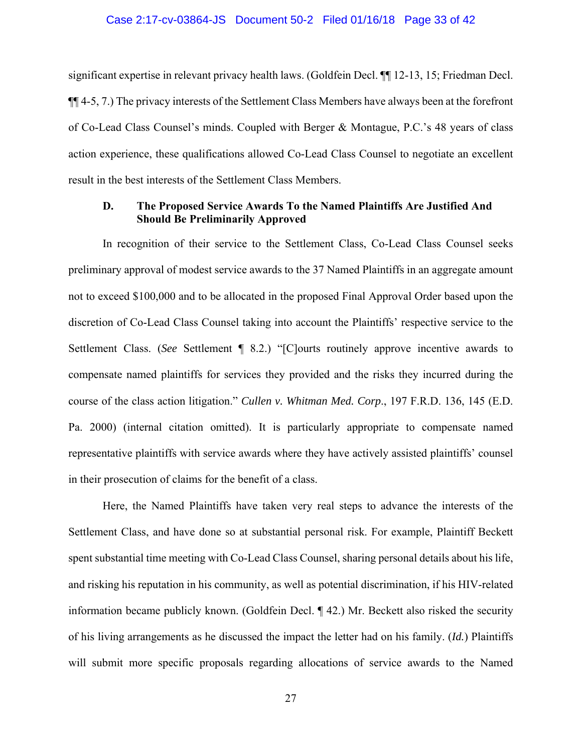significant expertise in relevant privacy health laws. (Goldfein Decl. ¶¶ 12-13, 15; Friedman Decl. ¶¶ 4-5, 7.) The privacy interests of the Settlement Class Members have always been at the forefront of Co-Lead Class Counsel's minds. Coupled with Berger & Montague, P.C.'s 48 years of class action experience, these qualifications allowed Co-Lead Class Counsel to negotiate an excellent result in the best interests of the Settlement Class Members.

### D. The Proposed Service Awards To the Named Plaintiffs Are Justified And Should Be Preliminarily Approved

In recognition of their service to the Settlement Class, Co-Lead Class Counsel seeks preliminary approval of modest service awards to the 37 Named Plaintiffs in an aggregate amount not to exceed $100,000 and to be allocated in the proposed Final Approval Order based upon the discretion of Co-Lead Class Counsel taking into account the Plaintiffs' respective service to the Settlement Class. (*See* Settlement ¶ 8.2.) "[C]ourts routinely approve incentive awards to compensate named plaintiffs for services they provided and the risks they incurred during the course of the class action litigation." *Cullen v. Whitman Med. Corp*., 197 F.R.D. 136, 145 (E.D. Pa. 2000) (internal citation omitted). It is particularly appropriate to compensate named representative plaintiffs with service awards where they have actively assisted plaintiffs' counsel in their prosecution of claims for the benefit of a class.

Here, the Named Plaintiffs have taken very real steps to advance the interests of the Settlement Class, and have done so at substantial personal risk. For example, Plaintiff Beckett spent substantial time meeting with Co-Lead Class Counsel, sharing personal details about his life, and risking his reputation in his community, as well as potential discrimination, if his HIV-related information became publicly known. (Goldfein Decl. ¶ 42.) Mr. Beckett also risked the security of his living arrangements as he discussed the impact the letter had on his family. (*Id.*) Plaintiffs will submit more specific proposals regarding allocations of service awards to the Named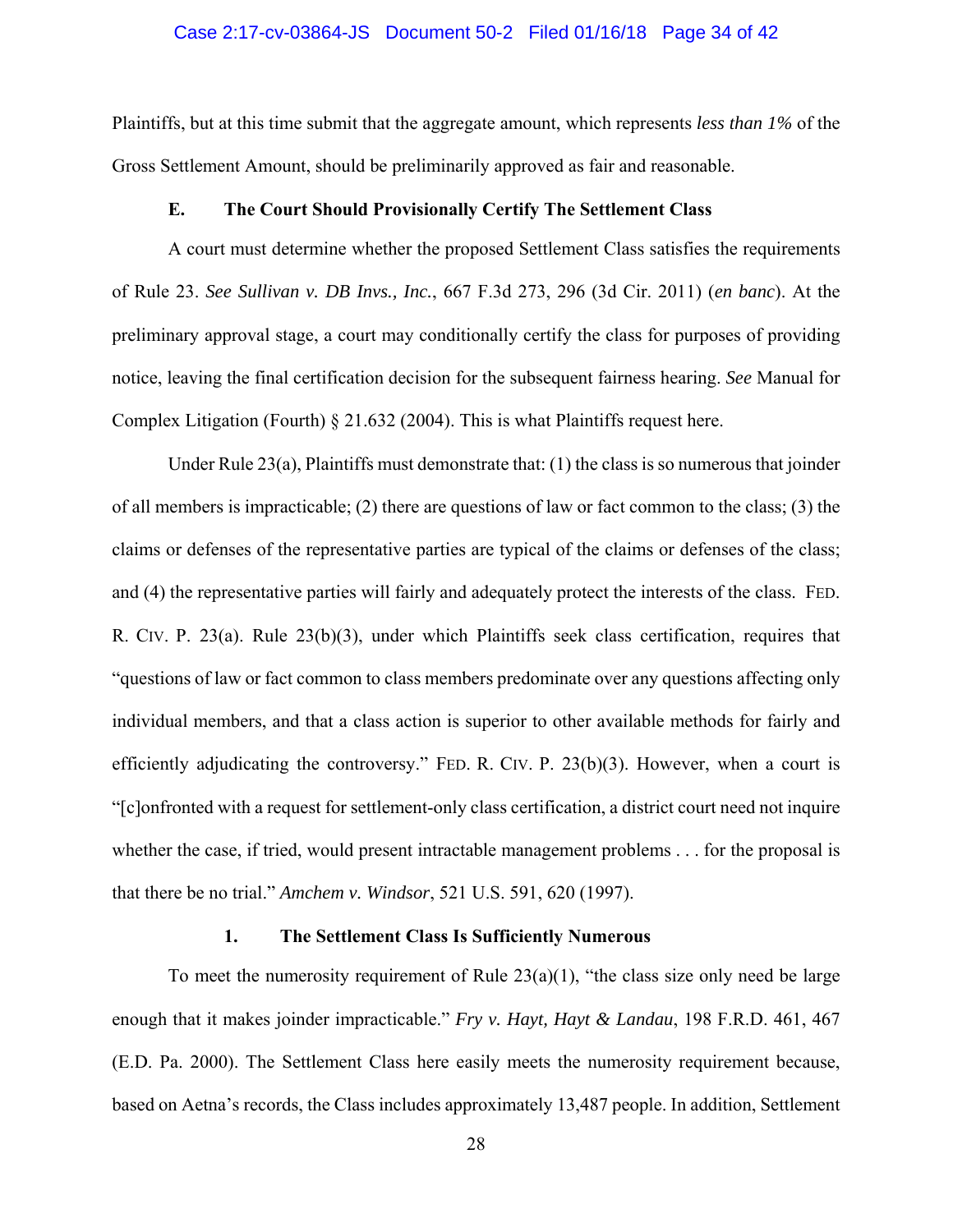Plaintiffs, but at this time submit that the aggregate amount, which represents *less than 1%* of the Gross Settlement Amount, should be preliminarily approved as fair and reasonable.

### E. The Court Should Provisionally Certify The Settlement Class

A court must determine whether the proposed Settlement Class satisfies the requirements of Rule 23. *See Sullivan v. DB Invs., Inc.*, 667 F.3d 273, 296 (3d Cir. 2011) (*en banc*). At the preliminary approval stage, a court may conditionally certify the class for purposes of providing notice, leaving the final certification decision for the subsequent fairness hearing. *See* Manual for Complex Litigation (Fourth) § 21.632 (2004). This is what Plaintiffs request here.

Under Rule 23(a), Plaintiffs must demonstrate that: (1) the class is so numerous that joinder of all members is impracticable; (2) there are questions of law or fact common to the class; (3) the claims or defenses of the representative parties are typical of the claims or defenses of the class; and (4) the representative parties will fairly and adequately protect the interests of the class. FED. R. CIV. P. 23(a). Rule 23(b)(3), under which Plaintiffs seek class certification, requires that "questions of law or fact common to class members predominate over any questions affecting only individual members, and that a class action is superior to other available methods for fairly and efficiently adjudicating the controversy." FED. R. CIV. P. 23(b)(3). However, when a court is "[c]onfronted with a request for settlement-only class certification, a district court need not inquire whether the case, if tried, would present intractable management problems . . . for the proposal is that there be no trial." *Amchem v. Windsor*, 521 U.S. 591, 620 (1997).

#### 1. The Settlement Class Is Sufficiently Numerous

To meet the numerosity requirement of Rule 23(a)(1), "the class size only need be large enough that it makes joinder impracticable." *Fry v. Hayt, Hayt & Landau*, 198 F.R.D. 461, 467 (E.D. Pa. 2000). The Settlement Class here easily meets the numerosity requirement because, based on Aetna's records, the Class includes approximately 13,487 people. In addition, Settlement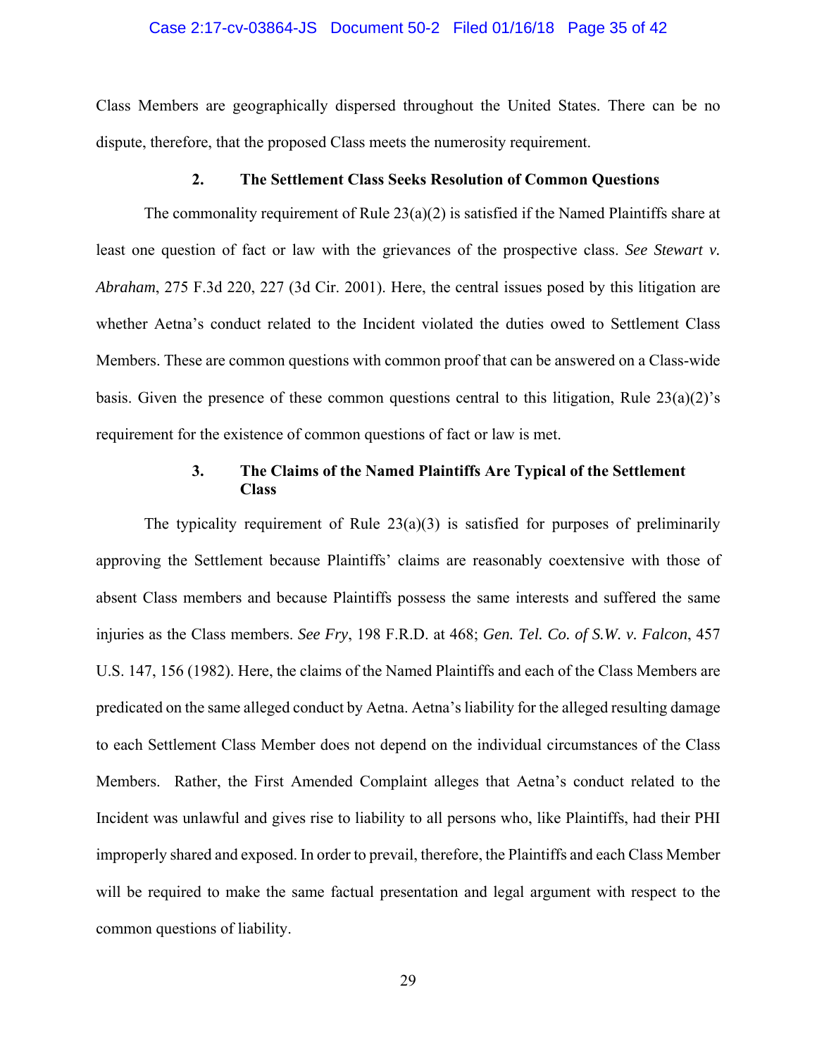Class Members are geographically dispersed throughout the United States. There can be no dispute, therefore, that the proposed Class meets the numerosity requirement.

### 2. The Settlement Class Seeks Resolution of Common Questions

The commonality requirement of Rule 23(a)(2) is satisfied if the Named Plaintiffs share at least one question of fact or law with the grievances of the prospective class. *See Stewart v. Abraham*, 275 F.3d 220, 227 (3d Cir. 2001). Here, the central issues posed by this litigation are whether Aetna's conduct related to the Incident violated the duties owed to Settlement Class Members. These are common questions with common proof that can be answered on a Class-wide basis. Given the presence of these common questions central to this litigation, Rule 23(a)(2)'s requirement for the existence of common questions of fact or law is met.

### 3. The Claims of the Named Plaintiffs Are Typical of the Settlement Class

The typicality requirement of Rule 23(a)(3) is satisfied for purposes of preliminarily approving the Settlement because Plaintiffs' claims are reasonably coextensive with those of absent Class members and because Plaintiffs possess the same interests and suffered the same injuries as the Class members. *See Fry*, 198 F.R.D. at 468; *Gen. Tel. Co. of S.W. v. Falcon*, 457 U.S. 147, 156 (1982). Here, the claims of the Named Plaintiffs and each of the Class Members are predicated on the same alleged conduct by Aetna. Aetna's liability for the alleged resulting damage to each Settlement Class Member does not depend on the individual circumstances of the Class Members. Rather, the First Amended Complaint alleges that Aetna's conduct related to the Incident was unlawful and gives rise to liability to all persons who, like Plaintiffs, had their PHI improperly shared and exposed. In order to prevail, therefore, the Plaintiffs and each Class Member will be required to make the same factual presentation and legal argument with respect to the common questions of liability.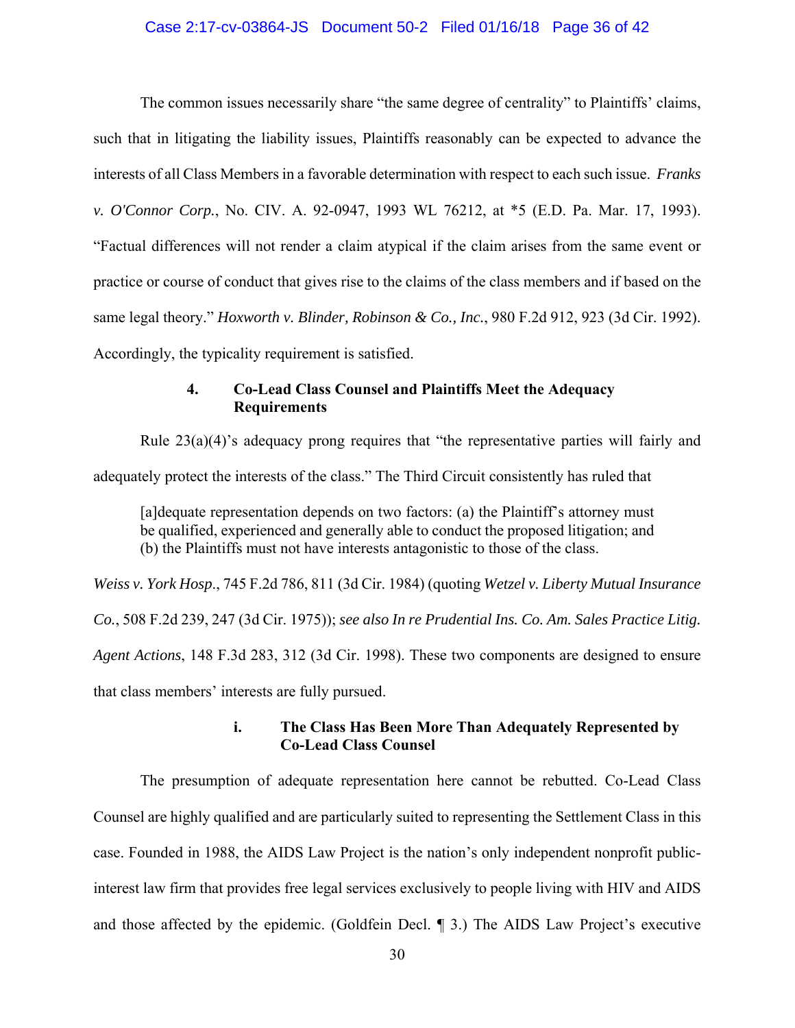The common issues necessarily share "the same degree of centrality" to Plaintiffs' claims, such that in litigating the liability issues, Plaintiffs reasonably can be expected to advance the interests of all Class Members in a favorable determination with respect to each such issue. *Franks v. O'Connor Corp.*, No. CIV. A. 92-0947, 1993 WL 76212, at *5 (E.D. Pa. Mar. 17, 1993). "Factual differences will not render a claim atypical if the claim arises from the same event or practice or course of conduct that gives rise to the claims of the class members and if based on the same legal theory." *Hoxworth v. Blinder, Robinson & Co., Inc.*, 980 F.2d 912, 923 (3d Cir. 1992). Accordingly, the typicality requirement is satisfied.

#### 4. Co-Lead Class Counsel and Plaintiffs Meet the Adequacy Requirements

Rule 23(a)(4)'s adequacy prong requires that "the representative parties will fairly and adequately protect the interests of the class." The Third Circuit consistently has ruled that

> [a]dequate representation depends on two factors: (a) the Plaintiff's attorney must be qualified, experienced and generally able to conduct the proposed litigation; and (b) the Plaintiffs must not have interests antagonistic to those of the class.

*Weiss v. York Hosp.*, 745 F.2d 786, 811 (3d Cir. 1984) (quoting *Wetzel v. Liberty Mutual Insurance Co.*, 508 F.2d 239, 247 (3d Cir. 1975)); *see also In re Prudential Ins. Co. Am. Sales Practice Litig. Agent Actions*, 148 F.3d 283, 312 (3d Cir. 1998). These two components are designed to ensure that class members' interests are fully pursued.

##### i. The Class Has Been More Than Adequately Represented by Co-Lead Class Counsel

The presumption of adequate representation here cannot be rebutted. Co-Lead Class Counsel are highly qualified and are particularly suited to representing the Settlement Class in this case. Founded in 1988, the AIDS Law Project is the nation's only independent nonprofit public-interest law firm that provides free legal services exclusively to people living with HIV and AIDS and those affected by the epidemic. (Goldfein Decl. ¶ 3.) The AIDS Law Project's executive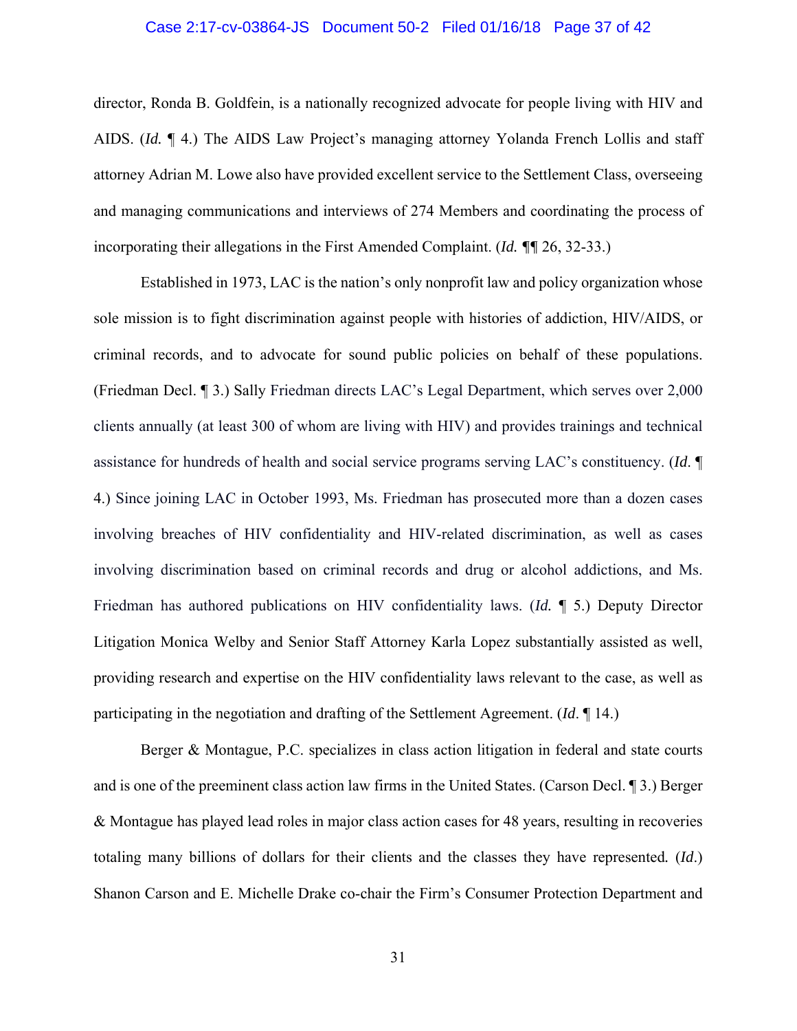director, Ronda B. Goldfein, is a nationally recognized advocate for people living with HIV and AIDS. (*Id.* ¶ 4.) The AIDS Law Project's managing attorney Yolanda French Lollis and staff attorney Adrian M. Lowe also have provided excellent service to the Settlement Class, overseeing and managing communications and interviews of 274 Members and coordinating the process of incorporating their allegations in the First Amended Complaint. (*Id.* ¶¶ 26, 32-33.)

Established in 1973, LAC is the nation's only nonprofit law and policy organization whose sole mission is to fight discrimination against people with histories of addiction, HIV/AIDS, or criminal records, and to advocate for sound public policies on behalf of these populations. (Friedman Decl. ¶ 3.) Sally Friedman directs LAC's Legal Department, which serves over 2,000 clients annually (at least 300 of whom are living with HIV) and provides trainings and technical assistance for hundreds of health and social service programs serving LAC's constituency. (*Id.* ¶ 4.) Since joining LAC in October 1993, Ms. Friedman has prosecuted more than a dozen cases involving breaches of HIV confidentiality and HIV-related discrimination, as well as cases involving discrimination based on criminal records and drug or alcohol addictions, and Ms. Friedman has authored publications on HIV confidentiality laws. (*Id.* ¶ 5.) Deputy Director Litigation Monica Welby and Senior Staff Attorney Karla Lopez substantially assisted as well, providing research and expertise on the HIV confidentiality laws relevant to the case, as well as participating in the negotiation and drafting of the Settlement Agreement. (*Id*. ¶ 14.)

Berger & Montague, P.C. specializes in class action litigation in federal and state courts and is one of the preeminent class action law firms in the United States. (Carson Decl. ¶ 3.) Berger & Montague has played lead roles in major class action cases for 48 years, resulting in recoveries totaling many billions of dollars for their clients and the classes they have represented. (*Id.*) Shanon Carson and E. Michelle Drake co-chair the Firm's Consumer Protection Department and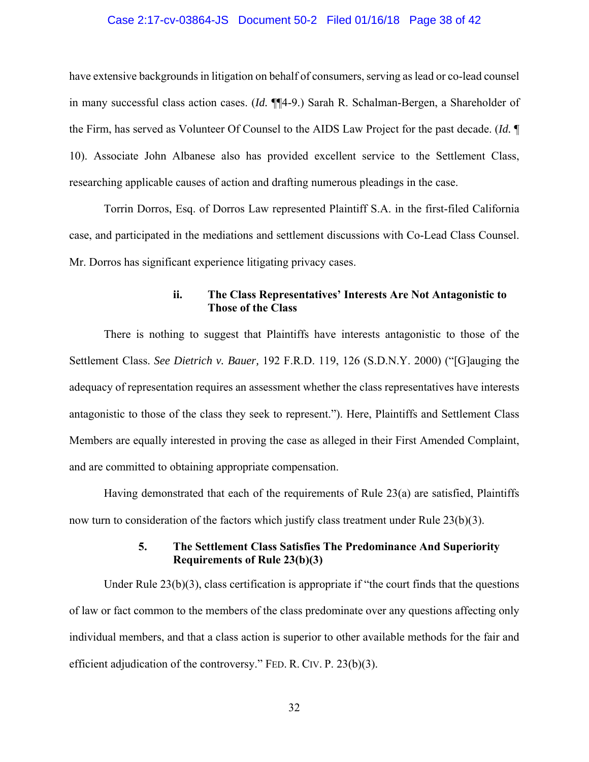have extensive backgrounds in litigation on behalf of consumers, serving as lead or co-lead counsel in many successful class action cases. (*Id.* ¶¶4-9.) Sarah R. Schalman-Bergen, a Shareholder of the Firm, has served as Volunteer Of Counsel to the AIDS Law Project for the past decade. (*Id.* ¶ 10). Associate John Albanese also has provided excellent service to the Settlement Class, researching applicable causes of action and drafting numerous pleadings in the case.

Torrin Dorros, Esq. of Dorros Law represented Plaintiff S.A. in the first-filed California case, and participated in the mediations and settlement discussions with Co-Lead Class Counsel. Mr. Dorros has significant experience litigating privacy cases.

#### ii. The Class Representatives' Interests Are Not Antagonistic to Those of the Class

There is nothing to suggest that Plaintiffs have interests antagonistic to those of the Settlement Class. *See Dietrich v. Bauer,* 192 F.R.D. 119, 126 (S.D.N.Y. 2000) ("[G]auging the adequacy of representation requires an assessment whether the class representatives have interests antagonistic to those of the class they seek to represent."). Here, Plaintiffs and Settlement Class Members are equally interested in proving the case as alleged in their First Amended Complaint, and are committed to obtaining appropriate compensation.

Having demonstrated that each of the requirements of Rule 23(a) are satisfied, Plaintiffs now turn to consideration of the factors which justify class treatment under Rule 23(b)(3).

### 5. The Settlement Class Satisfies The Predominance And Superiority Requirements of Rule 23(b)(3)

Under Rule 23(b)(3), class certification is appropriate if "the court finds that the questions of law or fact common to the members of the class predominate over any questions affecting only individual members, and that a class action is superior to other available methods for the fair and efficient adjudication of the controversy." FED. R. CIV. P. 23(b)(3).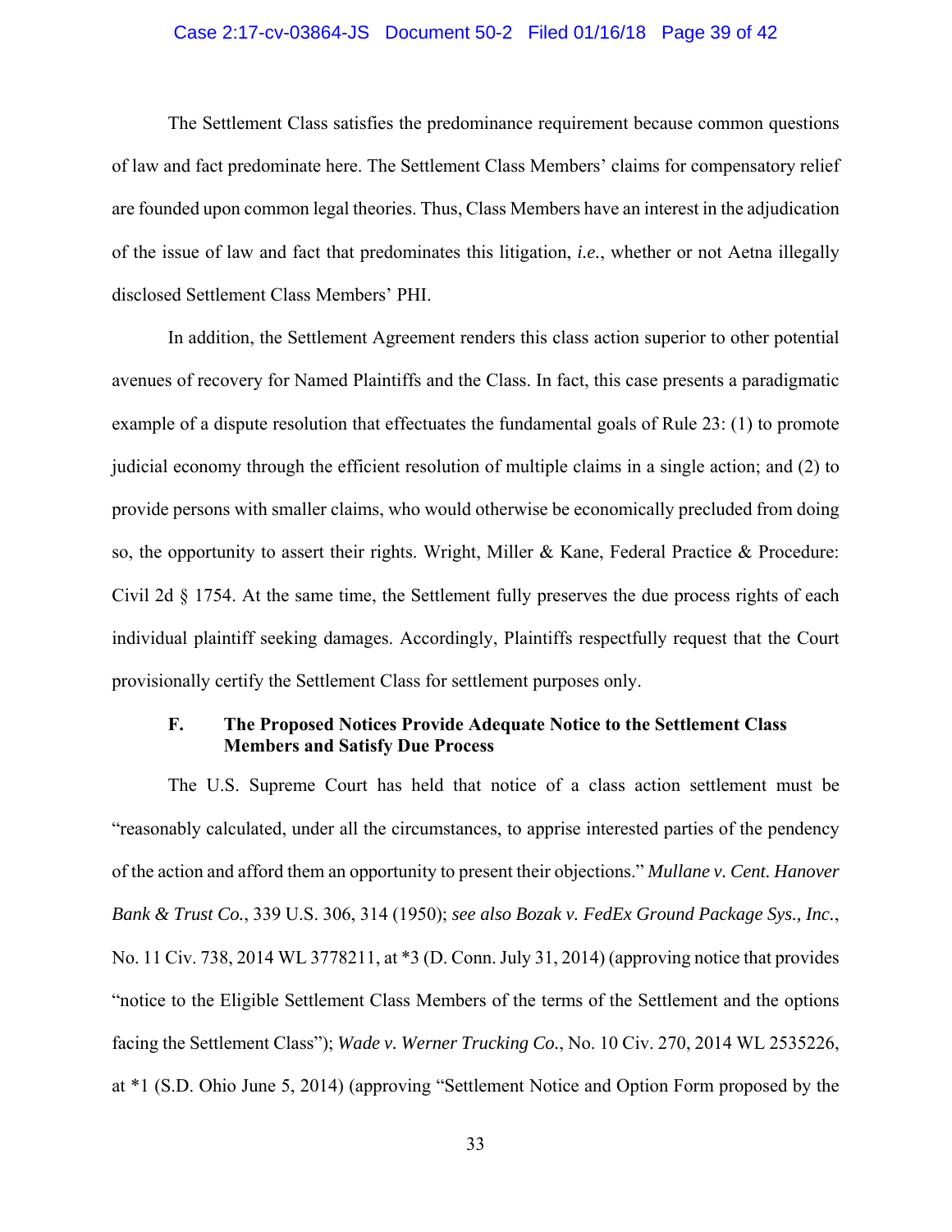The Settlement Class satisfies the predominance requirement because common questions of law and fact predominate here. The Settlement Class Members' claims for compensatory relief are founded upon common legal theories. Thus, Class Members have an interest in the adjudication of the issue of law and fact that predominates this litigation, *i.e.*, whether or not Aetna illegally disclosed Settlement Class Members' PHI.

In addition, the Settlement Agreement renders this class action superior to other potential avenues of recovery for Named Plaintiffs and the Class. In fact, this case presents a paradigmatic example of a dispute resolution that effectuates the fundamental goals of Rule 23: (1) to promote judicial economy through the efficient resolution of multiple claims in a single action; and (2) to provide persons with smaller claims, who would otherwise be economically precluded from doing so, the opportunity to assert their rights. Wright, Miller & Kane, Federal Practice & Procedure: Civil 2d § 1754. At the same time, the Settlement fully preserves the due process rights of each individual plaintiff seeking damages. Accordingly, Plaintiffs respectfully request that the Court provisionally certify the Settlement Class for settlement purposes only.

### F. The Proposed Notices Provide Adequate Notice to the Settlement Class Members and Satisfy Due Process

The U.S. Supreme Court has held that notice of a class action settlement must be "reasonably calculated, under all the circumstances, to apprise interested parties of the pendency of the action and afford them an opportunity to present their objections." *Mullane v. Cent. Hanover Bank & Trust Co.*, 339 U.S. 306, 314 (1950); *see also Bozak v. FedEx Ground Package Sys., Inc.*, No. 11 Civ. 738, 2014 WL 3778211, at *3 (D. Conn. July 31, 2014) (approving notice that provides "notice to the Eligible Settlement Class Members of the terms of the Settlement and the options facing the Settlement Class"); *Wade v. Werner Trucking Co.*, No. 10 Civ. 270, 2014 WL 2535226, at *1 (S.D. Ohio June 5, 2014) (approving "Settlement Notice and Option Form proposed by the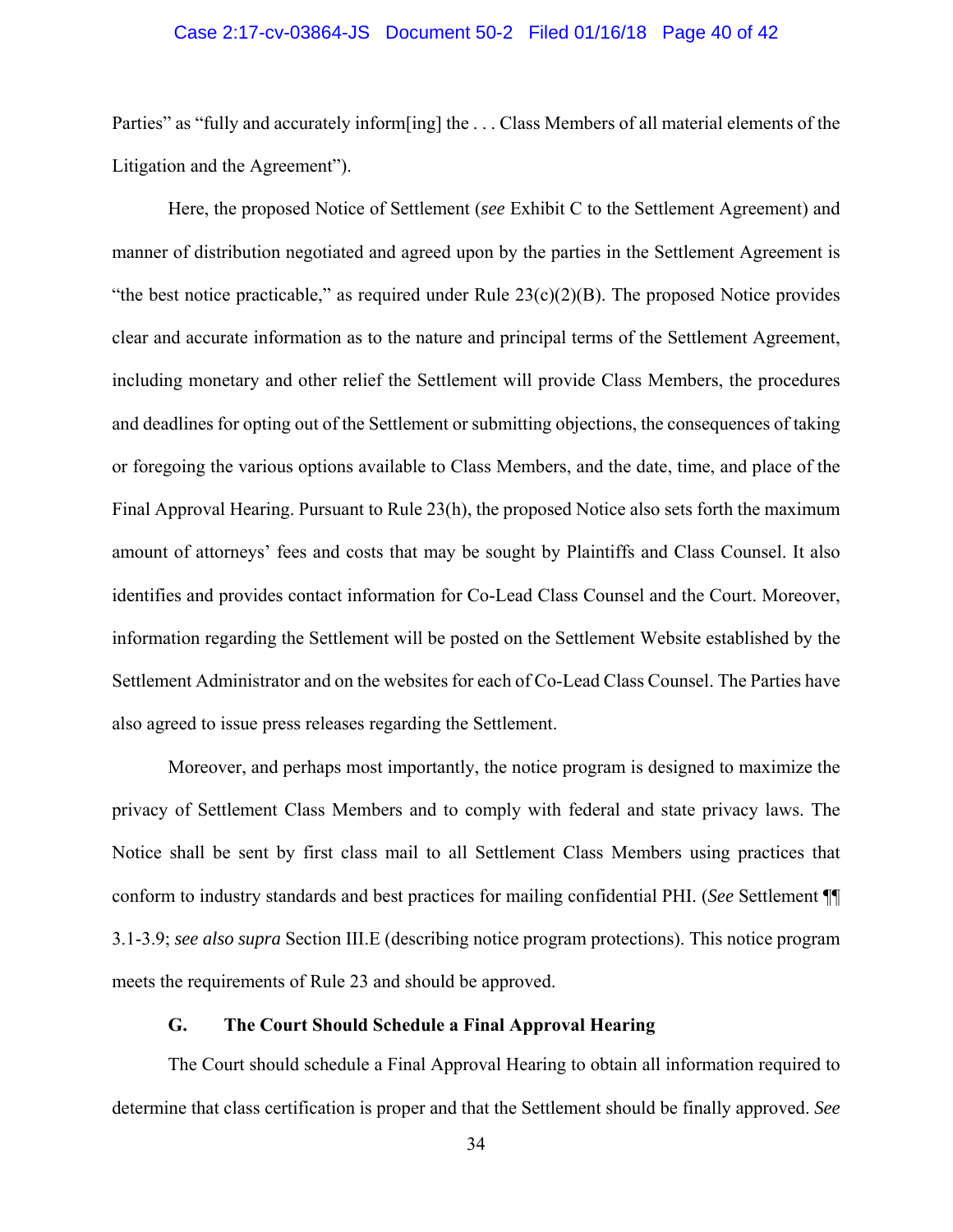Parties" as "fully and accurately inform[ing] the . . . Class Members of all material elements of the Litigation and the Agreement").

Here, the proposed Notice of Settlement (*see* Exhibit C to the Settlement Agreement) and manner of distribution negotiated and agreed upon by the parties in the Settlement Agreement is "the best notice practicable," as required under Rule 23(c)(2)(B). The proposed Notice provides clear and accurate information as to the nature and principal terms of the Settlement Agreement, including monetary and other relief the Settlement will provide Class Members, the procedures and deadlines for opting out of the Settlement or submitting objections, the consequences of taking or foregoing the various options available to Class Members, and the date, time, and place of the Final Approval Hearing. Pursuant to Rule 23(h), the proposed Notice also sets forth the maximum amount of attorneys' fees and costs that may be sought by Plaintiffs and Class Counsel. It also identifies and provides contact information for Co-Lead Class Counsel and the Court. Moreover, information regarding the Settlement will be posted on the Settlement Website established by the Settlement Administrator and on the websites for each of Co-Lead Class Counsel. The Parties have also agreed to issue press releases regarding the Settlement.

Moreover, and perhaps most importantly, the notice program is designed to maximize the privacy of Settlement Class Members and to comply with federal and state privacy laws. The Notice shall be sent by first class mail to all Settlement Class Members using practices that conform to industry standards and best practices for mailing confidential PHI. (*See* Settlement ¶¶ 3.1-3.9; *see also supra* Section III.E (describing notice program protections). This notice program meets the requirements of Rule 23 and should be approved.

### G. The Court Should Schedule a Final Approval Hearing

The Court should schedule a Final Approval Hearing to obtain all information required to determine that class certification is proper and that the Settlement should be finally approved. *See*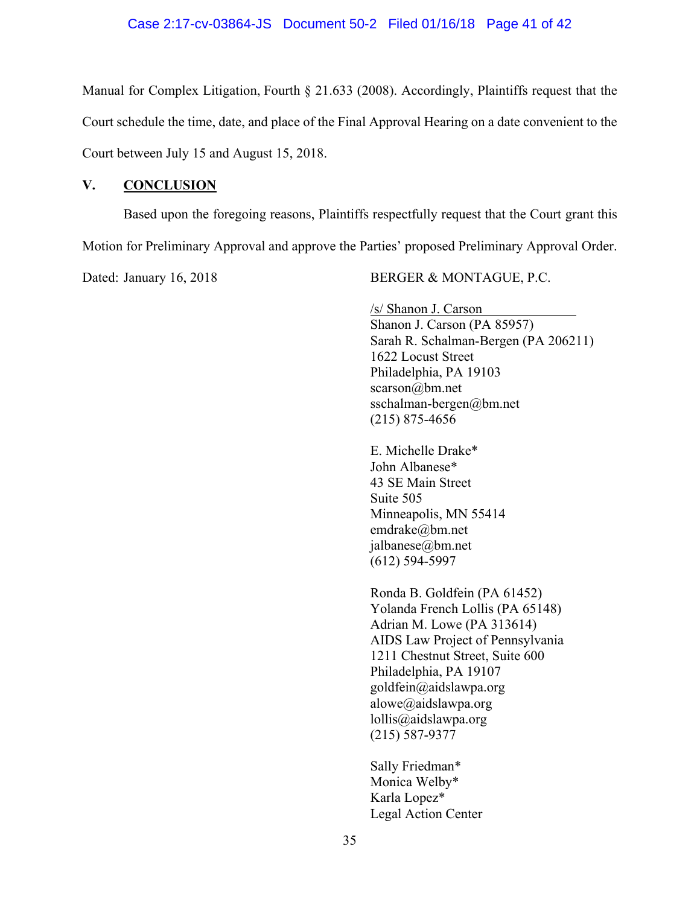Manual for Complex Litigation, Fourth § 21.633 (2008). Accordingly, Plaintiffs request that the Court schedule the time, date, and place of the Final Approval Hearing on a date convenient to the Court between July 15 and August 15, 2018.

## V. CONCLUSION

Based upon the foregoing reasons, Plaintiffs respectfully request that the Court grant this Motion for Preliminary Approval and approve the Parties' proposed Preliminary Approval Order.

Dated: January 16, 2018

BERGER & MONTAGUE, P.C.

/s/ Shanon J. Carson
Shanon J. Carson (PA 85957)
Sarah R. Schalman-Bergen (PA 206211)
1622 Locust Street
Philadelphia, PA 19103
scarson@bm.net
sschalman-bergen@bm.net
(215) 875-4656

E. Michelle Drake*
John Albanese*
43 SE Main Street
Suite 505
Minneapolis, MN 55414
emdrake@bm.net
jalbanese@bm.net
(612) 594-5997

Ronda B. Goldfein (PA 61452)
Yolanda French Lollis (PA 65148)
Adrian M. Lowe (PA 313614)
AIDS Law Project of Pennsylvania
1211 Chestnut Street, Suite 600
Philadelphia, PA 19107
goldfein@aidslawpa.org
alowe@aidslawpa.org
lollis@aidslawpa.org
(215) 587-9377

Sally Friedman*
Monica Welby*
Karla Lopez*
Legal Action Center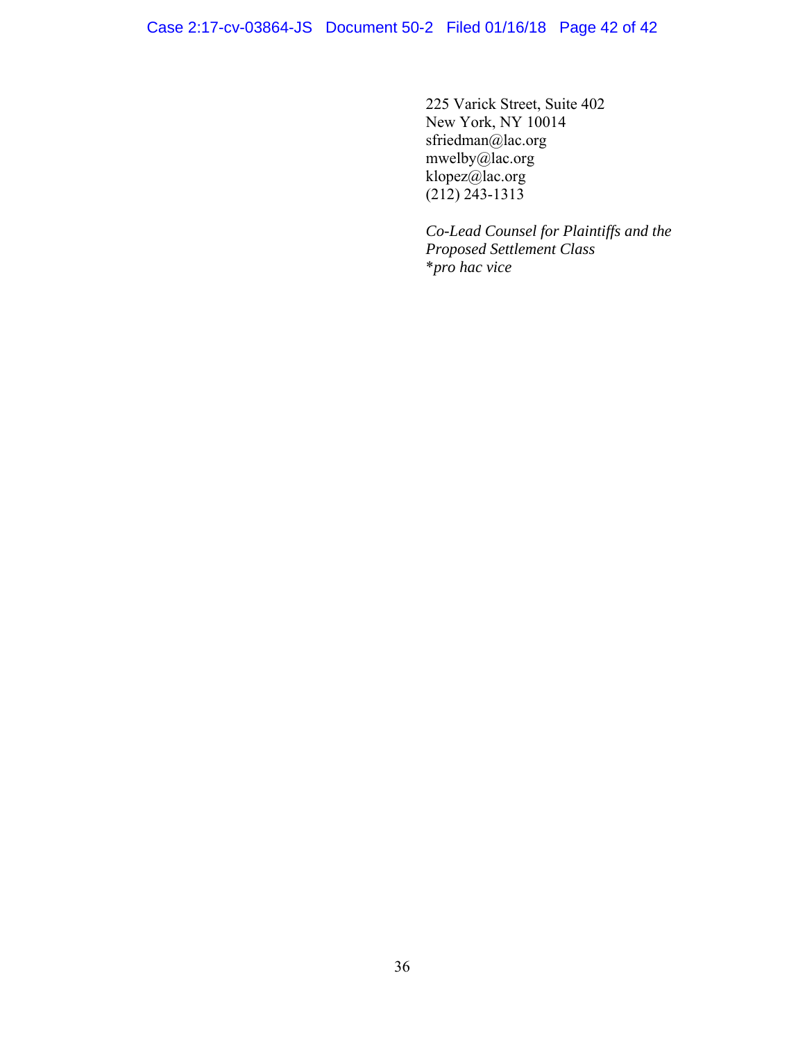225 Varick Street, Suite 402
New York, NY 10014
sfriedman@lac.org
mwelby@lac.org
klopez@lac.org
(212) 243-1313

*Co-Lead Counsel for Plaintiffs and the Proposed Settlement Class*
*\*pro hac vice*